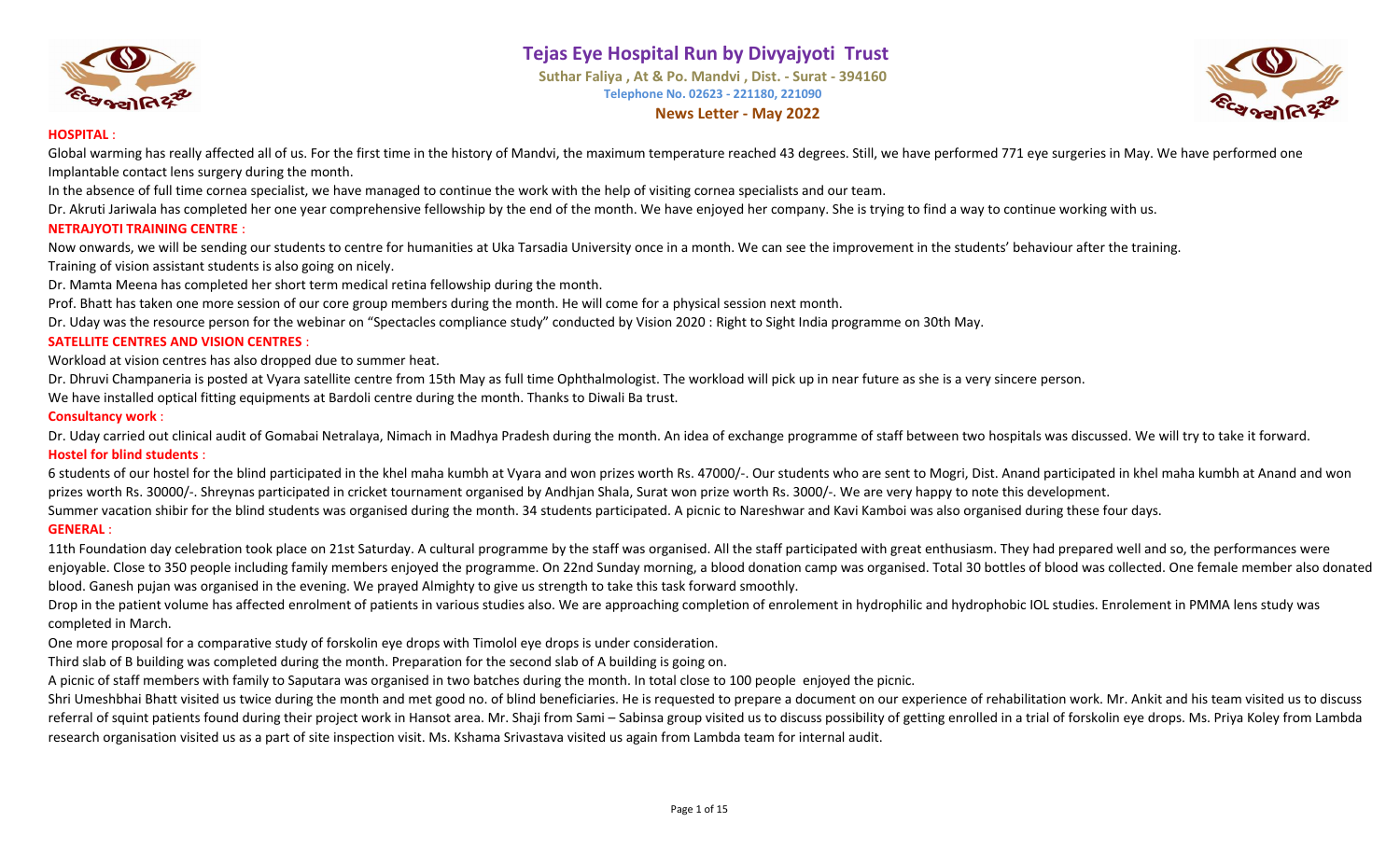# Tejas Eye Hospital Run by Divyajyoti Trust

**Suthar Faliya , At & Po. Mandvi , Dist. - Surat - 394160**

**Telephone No. 02623 - 221180, 221090**

**News Letter - May 2022**

## HOSPITAL :

Global warming has really affected all of us. For the first time in the history of Mandvi, the maximum temperature reached 43 degrees. Still, we have performed 771 eye surgeries in May. We have performed one Implantable contact lens surgery during the month.

In the absence of full time cornea specialist, we have managed to continue the work with the help of visiting cornea specialists and our team.

Dr. Akruti Jariwala has completed her one year comprehensive fellowship by the end of the month. We have enjoyed her company. She is trying to find a way to continue working with us.

## NETRAJYOTI TRAINING CENTRE :

Now onwards, we will be sending our students to centre for humanities at Uka Tarsadia University once in a month. We can see the improvement in the students' behaviour after the training.

Training of vision assistant students is also going on nicely.

Dr. Mamta Meena has completed her short term medical retina fellowship during the month.

Prof. Bhatt has taken one more session of our core group members during the month. He will come for a physical session next month.

Dr. Uday was the resource person for the webinar on "Spectacles compliance study" conducted by Vision 2020 : Right to Sight India programme on 30th May.

## SATELLITE CENTRES AND VISION CENTRES :

Workload at vision centres has also dropped due to summer heat.

Dr. Dhruvi Champaneria is posted at Vyara satellite centre from 15th May as full time Ophthalmologist. The workload will pick up in near future as she is a very sincere person.

We have installed optical fitting equipments at Bardoli centre during the month. Thanks to Diwali Ba trust.

## Consultancy work :

Dr. Uday carried out clinical audit of Gomabai Netralaya, Nimach in Madhya Pradesh during the month. An idea of exchange programme of staff between two hospitals was discussed. We will try to take it forward.

## Hostel for blind students :

6 students of our hostel for the blind participated in the khel maha kumbh at Vyara and won prizes worth Rs. 47000/-. Our students who are sent to Mogri, Dist. Anand participated in khel maha kumbh at Anand and won prizes worth Rs. 30000/-. Shreynas participated in cricket tournament organised by Andhjan Shala, Surat won prize worth Rs. 3000/-. We are very happy to note this development.

Summer vacation shibir for the blind students was organised during the month. 34 students participated. A picnic to Nareshwar and Kavi Kamboi was also organised during these four days.

## GENERAL :

11th Foundation day celebration took place on 21st Saturday. A cultural programme by the staff was organised. All the staff participated with great enthusiasm. They had prepared well and so, the performances were enjoyable. Close to 350 people including family members enjoyed the programme. On 22nd Sunday morning, a blood donation camp was organised. Total 30 bottles of blood was collected. One female member also donated blood. Ganesh pujan was organised in the evening. We prayed Almighty to give us strength to take this task forward smoothly.

Drop in the patient volume has affected enrolment of patients in various studies also. We are approaching completion of enrolement in hydrophilic and hydrophobic IOL studies. Enrolement in PMMA lens study was completed in March.

One more proposal for a comparative study of forskolin eye drops with Timolol eye drops is under consideration.

Third slab of B building was completed during the month. Preparation for the second slab of A building is going on.

A picnic of staff members with family to Saputara was organised in two batches during the month. In total close to 100 people enjoyed the picnic.

Shri Umeshbhai Bhatt visited us twice during the month and met good no. of blind beneficiaries. He is requested to prepare a document on our experience of rehabilitation work. Mr. Ankit and his team visited us to discuss referral of squint patients found during their project work in Hansot area. Mr. Shaji from Sami – Sabinsa group visited us to discuss possibility of getting enrolled in a trial of forskolin eye drops. Ms. Priya Koley from Lambda research organisation visited us as a part of site inspection visit. Ms. Kshama Srivastava visited us again from Lambda team for internal audit.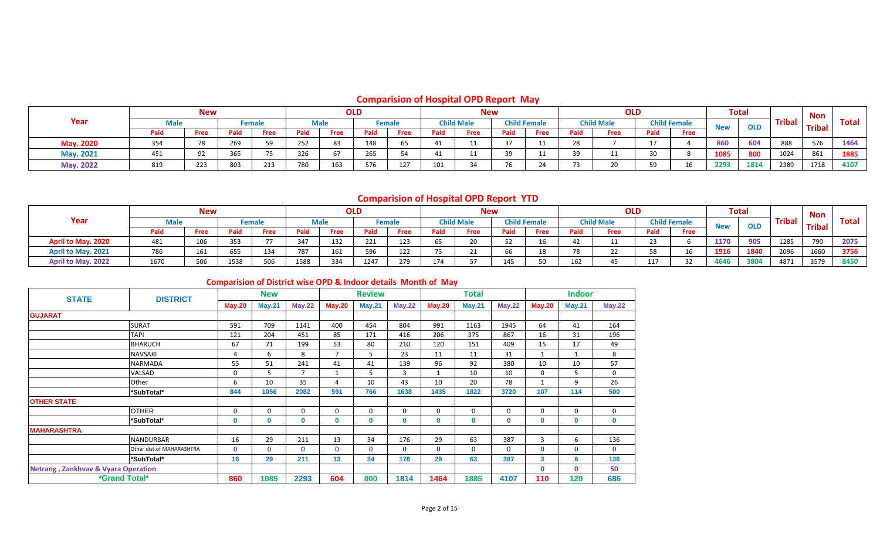## Comparision of Hospital OPD Report May

| Year | New | | | | OLD | | | | New | | | | OLD | | | | Total | | Tribal | Non Tribal | Total |
|---|---|---|---|---|---|---|---|---|---|---|---|---|---|---|---|---|---|---|---|---|---|
| | Male | | Female | | Male | | Female | | Child Male | | Child Female | | Child Male | | Child Female | | New | OLD | | | |
| | Paid | Free | Paid | Free | Paid | Free | Paid | Free | Paid | Free | Paid | Free | Paid | Free | Paid | Free | | | | | |
| May. 2020 | 354 | 78 | 269 | 59 | 252 | 83 | 148 | 65 | 41 | 11 | 37 | 11 | 28 | 7 | 17 | 4 | 860 | 604 | 888 | 576 | 1464 |
| May. 2021 | 451 | 92 | 365 | 75 | 326 | 67 | 265 | 54 | 41 | 11 | 39 | 11 | 39 | 11 | 30 | 8 | 1085 | 800 | 1024 | 861 | 1885 |
| May. 2022 | 819 | 223 | 803 | 213 | 780 | 163 | 576 | 127 | 101 | 34 | 76 | 24 | 73 | 20 | 59 | 16 | 2293 | 1814 | 2389 | 1718 | 4107 |

## Comparision of Hospital OPD Report YTD

| Year | New | | | | OLD | | | | New | | | | OLD | | | | Total | | Tribal | Non Tribal | Total |
|---|---|---|---|---|---|---|---|---|---|---|---|---|---|---|---|---|---|---|---|---|---|
| | Male | | Female | | Male | | Female | | Child Male | | Child Female | | Child Male | | Child Female | | New | OLD | | | |
| | Paid | Free | Paid | Free | Paid | Free | Paid | Free | Paid | Free | Paid | Free | Paid | Free | Paid | Free | | | | | |
| April to May. 2020 | 481 | 106 | 353 | 77 | 347 | 132 | 221 | 123 | 65 | 20 | 52 | 16 | 42 | 11 | 23 | 6 | 1170 | 905 | 1285 | 790 | 2075 |
| April to May. 2021 | 786 | 161 | 655 | 134 | 787 | 161 | 596 | 122 | 75 | 21 | 66 | 18 | 78 | 22 | 58 | 16 | 1916 | 1840 | 2096 | 1660 | 3756 |
| April to May. 2022 | 1670 | 506 | 1538 | 506 | 1588 | 334 | 1247 | 279 | 174 | 57 | 145 | 50 | 162 | 45 | 117 | 32 | 4646 | 3804 | 4871 | 3579 | 8450 |

## Comparision of District wise OPD & Indoor details Month of May

| STATE | DISTRICT | New | | | Review | | | Total | | | Indoor | | |
|---|---|---|---|---|---|---|---|---|---|---|---|---|---|
| | | May.20 | May.21 | May.22 | May.20 | May.21 | May.22 | May.20 | May.21 | May.22 | May.20 | May.21 | May.22 |
| GUJARAT | | | | | | | | | | | | | |
| | SURAT | 591 | 709 | 1141 | 400 | 454 | 804 | 991 | 1163 | 1945 | 64 | 41 | 164 |
| | TAPI | 121 | 204 | 451 | 85 | 171 | 416 | 206 | 375 | 867 | 16 | 31 | 196 |
| | BHARUCH | 67 | 71 | 199 | 53 | 80 | 210 | 120 | 151 | 409 | 15 | 17 | 49 |
| | NAVSARI | 4 | 6 | 8 | 7 | 5 | 23 | 11 | 11 | 31 | 1 | 1 | 8 |
| | NARMADA | 55 | 51 | 241 | 41 | 41 | 139 | 96 | 92 | 380 | 10 | 10 | 57 |
| | VALSAD | 0 | 5 | 7 | 1 | 5 | 3 | 1 | 10 | 10 | 0 | 5 | 0 |
| | Other | 6 | 10 | 35 | 4 | 10 | 43 | 10 | 20 | 78 | 1 | 9 | 26 |
| | *SubTotal* | 844 | 1056 | 2082 | 591 | 766 | 1638 | 1435 | 1822 | 3720 | 107 | 114 | 500 |
| OTHER STATE | | | | | | | | | | | | | |
| | OTHER | 0 | 0 | 0 | 0 | 0 | 0 | 0 | 0 | 0 | 0 | 0 | 0 |
| | *SubTotal* | 0 | 0 | 0 | 0 | 0 | 0 | 0 | 0 | 0 | 0 | 0 | 0 |
| MAHARASHTRA | | | | | | | | | | | | | |
| | NANDURBAR | 16 | 29 | 211 | 13 | 34 | 176 | 29 | 63 | 387 | 3 | 6 | 136 |
| | Other dist.of MAHARASHTRA | 0 | 0 | 0 | 0 | 0 | 0 | 0 | 0 | 0 | 0 | 0 | 0 |
| | *SubTotal* | 16 | 29 | 211 | 13 | 34 | 176 | 29 | 63 | 387 | 3 | 6 | 136 |
| Netrang , Zankhvav & Vyara Operation | | | | | | | | | | | 0 | 0 | 50 |
| *Grand Total* | | 860 | 1085 | 2293 | 604 | 800 | 1814 | 1464 | 1885 | 4107 | 110 | 120 | 686 |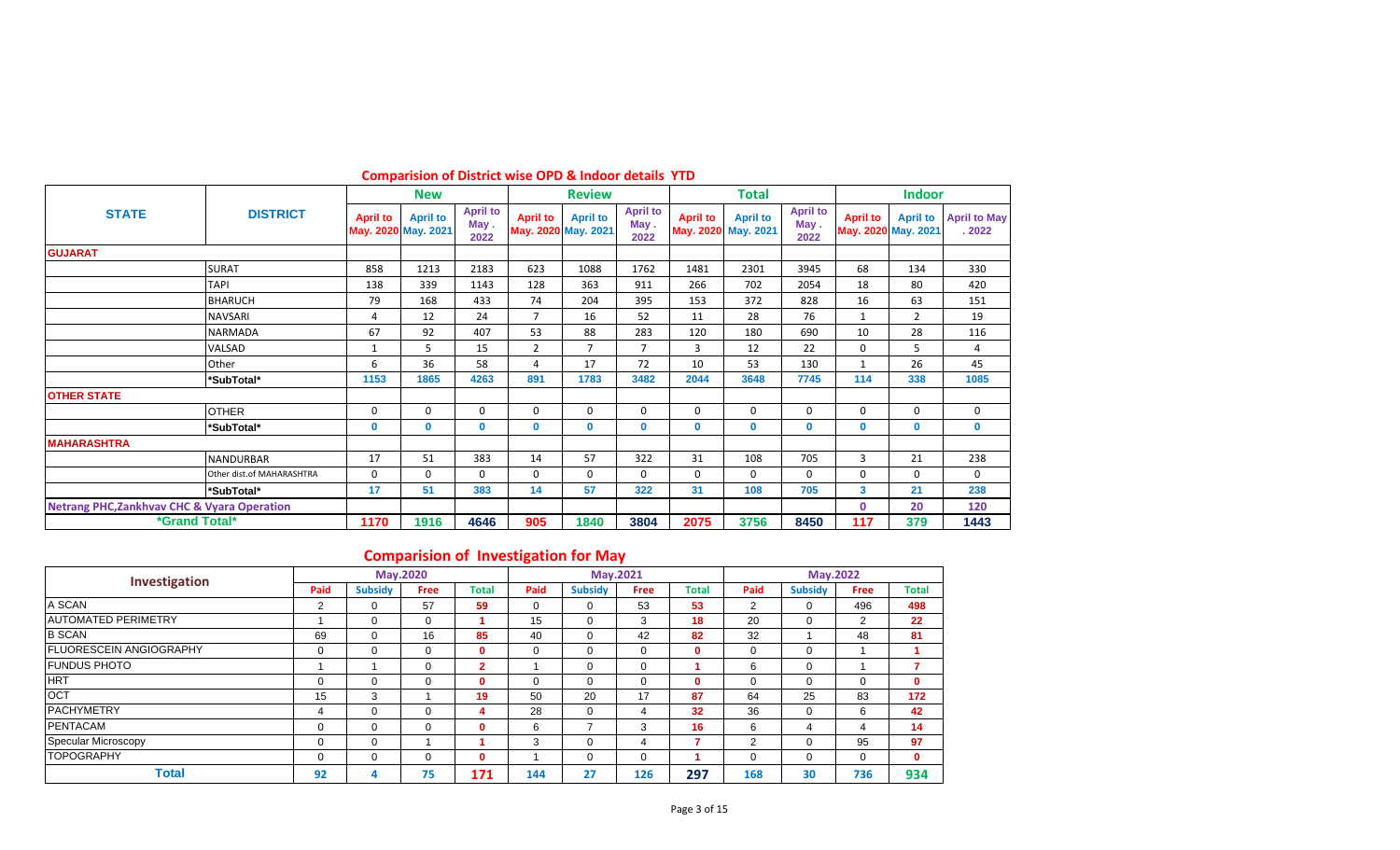## Comparision of District wise OPD & Indoor details YTD

| STATE | DISTRICT | New | | | Review | | | Total | | | Indoor | | |
|---|---|---|---|---|---|---|---|---|---|---|---|---|---|
| | | April to May. 2020 | April to May. 2021 | April to May . 2022 | April to May. 2020 | April to May. 2021 | April to May . 2022 | April to May. 2020 | April to May. 2021 | April to May . 2022 | April to May. 2020 | April to May. 2021 | April to May . 2022 |
| GUJARAT | | | | | | | | | | | | | |
| | SURAT | 858 | 1213 | 2183 | 623 | 1088 | 1762 | 1481 | 2301 | 3945 | 68 | 134 | 330 |
| | TAPI | 138 | 339 | 1143 | 128 | 363 | 911 | 266 | 702 | 2054 | 18 | 80 | 420 |
| | BHARUCH | 79 | 168 | 433 | 74 | 204 | 395 | 153 | 372 | 828 | 16 | 63 | 151 |
| | NAVSARI | 4 | 12 | 24 | 7 | 16 | 52 | 11 | 28 | 76 | 1 | 2 | 19 |
| | NARMADA | 67 | 92 | 407 | 53 | 88 | 283 | 120 | 180 | 690 | 10 | 28 | 116 |
| | VALSAD | 1 | 5 | 15 | 2 | 7 | 7 | 3 | 12 | 22 | 0 | 5 | 4 |
| | Other | 6 | 36 | 58 | 4 | 17 | 72 | 10 | 53 | 130 | 1 | 26 | 45 |
| | *SubTotal* | 1153 | 1865 | 4263 | 891 | 1783 | 3482 | 2044 | 3648 | 7745 | 114 | 338 | 1085 |
| OTHER STATE | | | | | | | | | | | | | |
| | OTHER | 0 | 0 | 0 | 0 | 0 | 0 | 0 | 0 | 0 | 0 | 0 | 0 |
| | *SubTotal* | 0 | 0 | 0 | 0 | 0 | 0 | 0 | 0 | 0 | 0 | 0 | 0 |
| MAHARASHTRA | | | | | | | | | | | | | |
| | NANDURBAR | 17 | 51 | 383 | 14 | 57 | 322 | 31 | 108 | 705 | 3 | 21 | 238 |
| | Other dist.of MAHARASHTRA | 0 | 0 | 0 | 0 | 0 | 0 | 0 | 0 | 0 | 0 | 0 | 0 |
| | *SubTotal* | 17 | 51 | 383 | 14 | 57 | 322 | 31 | 108 | 705 | 3 | 21 | 238 |
| Netrang PHC,Zankhvav CHC & Vyara Operation | | | | | | | | | | | 0 | 20 | 120 |
| *Grand Total* | | 1170 | 1916 | 4646 | 905 | 1840 | 3804 | 2075 | 3756 | 8450 | 117 | 379 | 1443 |

## Comparision of Investigation for May

| Investigation | May.2020 | | | | May.2021 | | | | May.2022 | | | |
|---|---|---|---|---|---|---|---|---|---|---|---|---|
| | Paid | Subsidy | Free | Total | Paid | Subsidy | Free | Total | Paid | Subsidy | Free | Total |
| A SCAN | 2 | 0 | 57 | 59 | 0 | 0 | 53 | 53 | 2 | 0 | 496 | 498 |
| AUTOMATED PERIMETRY | 1 | 0 | 0 | 1 | 15 | 0 | 3 | 18 | 20 | 0 | 2 | 22 |
| B SCAN | 69 | 0 | 16 | 85 | 40 | 0 | 42 | 82 | 32 | 1 | 48 | 81 |
| FLUORESCEIN ANGIOGRAPHY | 0 | 0 | 0 | 0 | 0 | 0 | 0 | 0 | 0 | 0 | 1 | 1 |
| FUNDUS PHOTO | 1 | 1 | 0 | 2 | 1 | 0 | 0 | 1 | 6 | 0 | 1 | 7 |
| HRT | 0 | 0 | 0 | 0 | 0 | 0 | 0 | 0 | 0 | 0 | 0 | 0 |
| OCT | 15 | 3 | 1 | 19 | 50 | 20 | 17 | 87 | 64 | 25 | 83 | 172 |
| PACHYMETRY | 4 | 0 | 0 | 4 | 28 | 0 | 4 | 32 | 36 | 0 | 6 | 42 |
| PENTACAM | 0 | 0 | 0 | 0 | 6 | 7 | 3 | 16 | 6 | 4 | 4 | 14 |
| Specular Microscopy | 0 | 0 | 1 | 1 | 3 | 0 | 4 | 7 | 2 | 0 | 95 | 97 |
| TOPOGRAPHY | 0 | 0 | 0 | 0 | 1 | 0 | 0 | 1 | 0 | 0 | 0 | 0 |
| Total | 92 | 4 | 75 | 171 | 144 | 27 | 126 | 297 | 168 | 30 | 736 | 934 |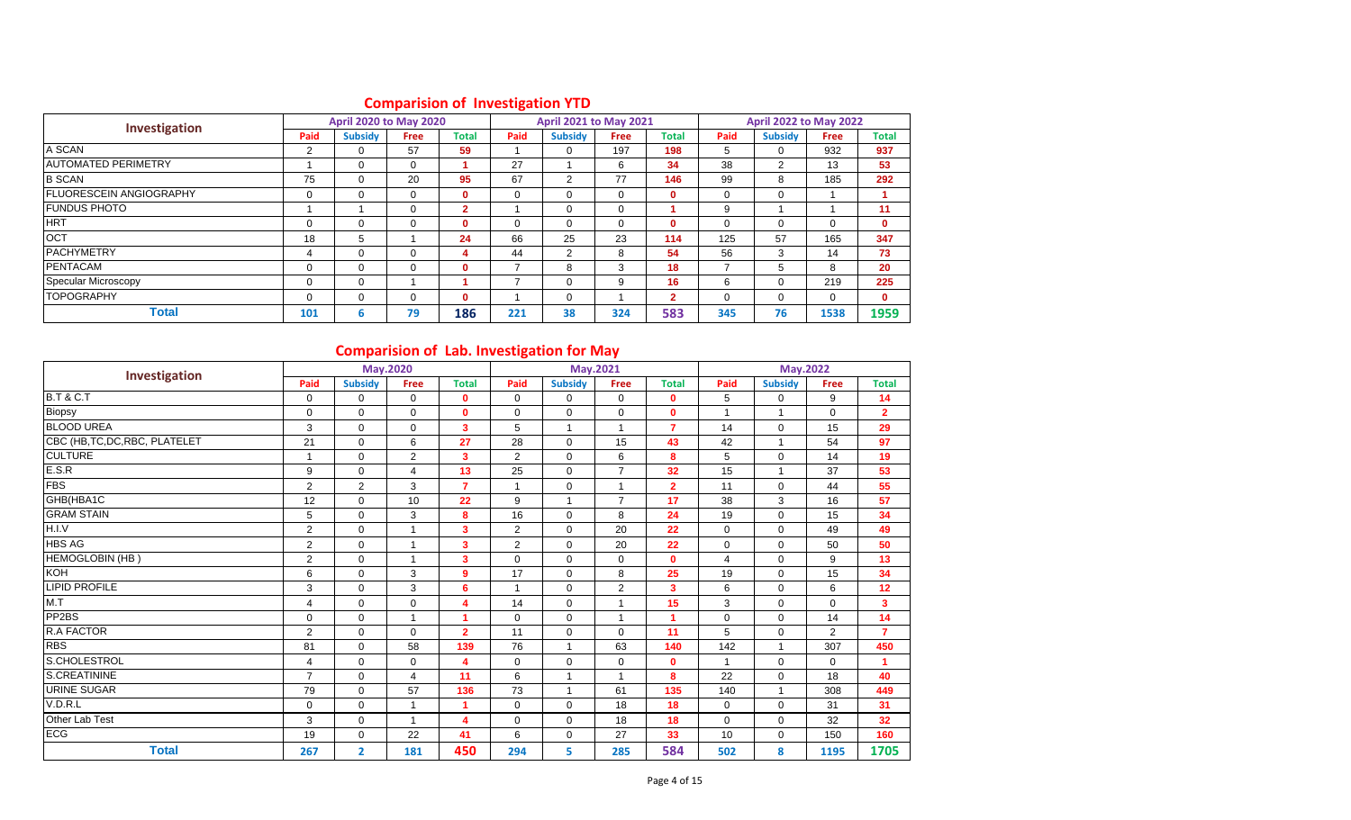## Comparision of Investigation YTD

| Investigation | April 2020 to May 2020 | | | | April 2021 to May 2021 | | | | April 2022 to May 2022 | | | |
|---|---|---|---|---|---|---|---|---|---|---|---|---|
| | Paid | Subsidy | Free | Total | Paid | Subsidy | Free | Total | Paid | Subsidy | Free | Total |
| A SCAN | 2 | 0 | 57 | 59 | 1 | 0 | 197 | 198 | 5 | 0 | 932 | 937 |
| AUTOMATED PERIMETRY | 1 | 0 | 0 | 1 | 27 | 1 | 6 | 34 | 38 | 2 | 13 | 53 |
| B SCAN | 75 | 0 | 20 | 95 | 67 | 2 | 77 | 146 | 99 | 8 | 185 | 292 |
| FLUORESCEIN ANGIOGRAPHY | 0 | 0 | 0 | 0 | 0 | 0 | 0 | 0 | 0 | 0 | 1 | 1 |
| FUNDUS PHOTO | 1 | 1 | 0 | 2 | 1 | 0 | 0 | 1 | 9 | 1 | 1 | 11 |
| HRT | 0 | 0 | 0 | 0 | 0 | 0 | 0 | 0 | 0 | 0 | 0 | 0 |
| OCT | 18 | 5 | 1 | 24 | 66 | 25 | 23 | 114 | 125 | 57 | 165 | 347 |
| PACHYMETRY | 4 | 0 | 0 | 4 | 44 | 2 | 8 | 54 | 56 | 3 | 14 | 73 |
| PENTACAM | 0 | 0 | 0 | 0 | 7 | 8 | 3 | 18 | 7 | 5 | 8 | 20 |
| Specular Microscopy | 0 | 0 | 1 | 1 | 7 | 0 | 9 | 16 | 6 | 0 | 219 | 225 |
| TOPOGRAPHY | 0 | 0 | 0 | 0 | 1 | 0 | 1 | 2 | 0 | 0 | 0 | 0 |
| **Total** | **101** | **6** | **79** | **186** | **221** | **38** | **324** | **583** | **345** | **76** | **1538** | **1959** |

## Comparision of Lab. Investigation for May

| Investigation | May.2020 | | | | May.2021 | | | | May.2022 | | | |
|---|---|---|---|---|---|---|---|---|---|---|---|---|
| | Paid | Subsidy | Free | Total | Paid | Subsidy | Free | Total | Paid | Subsidy | Free | Total |
| B.T & C.T | 0 | 0 | 0 | 0 | 0 | 0 | 0 | 0 | 5 | 0 | 9 | 14 |
| Biopsy | 0 | 0 | 0 | 0 | 0 | 0 | 0 | 0 | 1 | 1 | 0 | 2 |
| BLOOD UREA | 3 | 0 | 0 | 3 | 5 | 1 | 1 | 7 | 14 | 0 | 15 | 29 |
| CBC (HB,TC,DC,RBC, PLATELET | 21 | 0 | 6 | 27 | 28 | 0 | 15 | 43 | 42 | 1 | 54 | 97 |
| CULTURE | 1 | 0 | 2 | 3 | 2 | 0 | 6 | 8 | 5 | 0 | 14 | 19 |
| E.S.R | 9 | 0 | 4 | 13 | 25 | 0 | 7 | 32 | 15 | 1 | 37 | 53 |
| FBS | 2 | 2 | 3 | 7 | 1 | 0 | 1 | 2 | 11 | 0 | 44 | 55 |
| GHB(HBA1C | 12 | 0 | 10 | 22 | 9 | 1 | 7 | 17 | 38 | 3 | 16 | 57 |
| GRAM STAIN | 5 | 0 | 3 | 8 | 16 | 0 | 8 | 24 | 19 | 0 | 15 | 34 |
| H.I.V | 2 | 0 | 1 | 3 | 2 | 0 | 20 | 22 | 0 | 0 | 49 | 49 |
| HBS AG | 2 | 0 | 1 | 3 | 2 | 0 | 20 | 22 | 0 | 0 | 50 | 50 |
| HEMOGLOBIN (HB ) | 2 | 0 | 1 | 3 | 0 | 0 | 0 | 0 | 4 | 0 | 9 | 13 |
| KOH | 6 | 0 | 3 | 9 | 17 | 0 | 8 | 25 | 19 | 0 | 15 | 34 |
| LIPID PROFILE | 3 | 0 | 3 | 6 | 1 | 0 | 2 | 3 | 6 | 0 | 6 | 12 |
| M.T | 4 | 0 | 0 | 4 | 14 | 0 | 1 | 15 | 3 | 0 | 0 | 3 |
| PP2BS | 0 | 0 | 1 | 1 | 0 | 0 | 1 | 1 | 0 | 0 | 14 | 14 |
| R.A FACTOR | 2 | 0 | 0 | 2 | 11 | 0 | 0 | 11 | 5 | 0 | 2 | 7 |
| RBS | 81 | 0 | 58 | 139 | 76 | 1 | 63 | 140 | 142 | 1 | 307 | 450 |
| S.CHOLESTROL | 4 | 0 | 0 | 4 | 0 | 0 | 0 | 0 | 1 | 0 | 0 | 1 |
| S.CREATININE | 7 | 0 | 4 | 11 | 6 | 1 | 1 | 8 | 22 | 0 | 18 | 40 |
| URINE SUGAR | 79 | 0 | 57 | 136 | 73 | 1 | 61 | 135 | 140 | 1 | 308 | 449 |
| V.D.R.L | 0 | 0 | 1 | 1 | 0 | 0 | 18 | 18 | 0 | 0 | 31 | 31 |
| Other Lab Test | 3 | 0 | 1 | 4 | 0 | 0 | 18 | 18 | 0 | 0 | 32 | 32 |
| ECG | 19 | 0 | 22 | 41 | 6 | 0 | 27 | 33 | 10 | 0 | 150 | 160 |
| **Total** | **267** | **2** | **181** | **450** | **294** | **5** | **285** | **584** | **502** | **8** | **1195** | **1705** |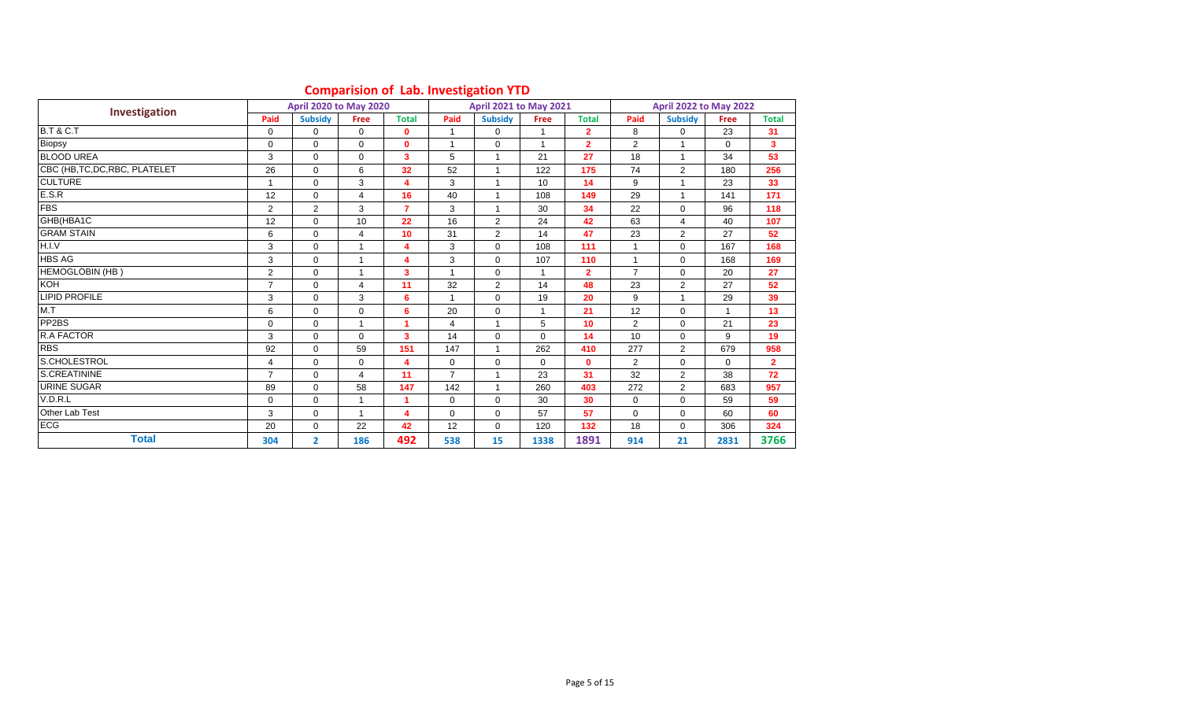## Comparision of Lab. Investigation YTD

| Investigation | April 2020 to May 2020 | | | | April 2021 to May 2021 | | | | April 2022 to May 2022 | | | |
|---|---|---|---|---|---|---|---|---|---|---|---|---|
| | Paid | Subsidy | Free | Total | Paid | Subsidy | Free | Total | Paid | Subsidy | Free | Total |
| B.T & C.T | 0 | 0 | 0 | 0 | 1 | 0 | 1 | 2 | 8 | 0 | 23 | 31 |
| Biopsy | 0 | 0 | 0 | 0 | 1 | 0 | 1 | 2 | 2 | 1 | 0 | 3 |
| BLOOD UREA | 3 | 0 | 0 | 3 | 5 | 1 | 21 | 27 | 18 | 1 | 34 | 53 |
| CBC (HB,TC,DC,RBC, PLATELET | 26 | 0 | 6 | 32 | 52 | 1 | 122 | 175 | 74 | 2 | 180 | 256 |
| CULTURE | 1 | 0 | 3 | 4 | 3 | 1 | 10 | 14 | 9 | 1 | 23 | 33 |
| E.S.R | 12 | 0 | 4 | 16 | 40 | 1 | 108 | 149 | 29 | 1 | 141 | 171 |
| FBS | 2 | 2 | 3 | 7 | 3 | 1 | 30 | 34 | 22 | 0 | 96 | 118 |
| GHB(HBA1C | 12 | 0 | 10 | 22 | 16 | 2 | 24 | 42 | 63 | 4 | 40 | 107 |
| GRAM STAIN | 6 | 0 | 4 | 10 | 31 | 2 | 14 | 47 | 23 | 2 | 27 | 52 |
| H.I.V | 3 | 0 | 1 | 4 | 3 | 0 | 108 | 111 | 1 | 0 | 167 | 168 |
| HBS AG | 3 | 0 | 1 | 4 | 3 | 0 | 107 | 110 | 1 | 0 | 168 | 169 |
| HEMOGLOBIN (HB ) | 2 | 0 | 1 | 3 | 1 | 0 | 1 | 2 | 7 | 0 | 20 | 27 |
| KOH | 7 | 0 | 4 | 11 | 32 | 2 | 14 | 48 | 23 | 2 | 27 | 52 |
| LIPID PROFILE | 3 | 0 | 3 | 6 | 1 | 0 | 19 | 20 | 9 | 1 | 29 | 39 |
| M.T | 6 | 0 | 0 | 6 | 20 | 0 | 1 | 21 | 12 | 0 | 1 | 13 |
| PP2BS | 0 | 0 | 1 | 1 | 4 | 1 | 5 | 10 | 2 | 0 | 21 | 23 |
| R.A FACTOR | 3 | 0 | 0 | 3 | 14 | 0 | 0 | 14 | 10 | 0 | 9 | 19 |
| RBS | 92 | 0 | 59 | 151 | 147 | 1 | 262 | 410 | 277 | 2 | 679 | 958 |
| S.CHOLESTROL | 4 | 0 | 0 | 4 | 0 | 0 | 0 | 0 | 2 | 0 | 0 | 2 |
| S.CREATININE | 7 | 0 | 4 | 11 | 7 | 1 | 23 | 31 | 32 | 2 | 38 | 72 |
| URINE SUGAR | 89 | 0 | 58 | 147 | 142 | 1 | 260 | 403 | 272 | 2 | 683 | 957 |
| V.D.R.L | 0 | 0 | 1 | 1 | 0 | 0 | 30 | 30 | 0 | 0 | 59 | 59 |
| Other Lab Test | 3 | 0 | 1 | 4 | 0 | 0 | 57 | 57 | 0 | 0 | 60 | 60 |
| ECG | 20 | 0 | 22 | 42 | 12 | 0 | 120 | 132 | 18 | 0 | 306 | 324 |
| **Total** | **304** | **2** | **186** | **492** | **538** | **15** | **1338** | **1891** | **914** | **21** | **2831** | **3766** |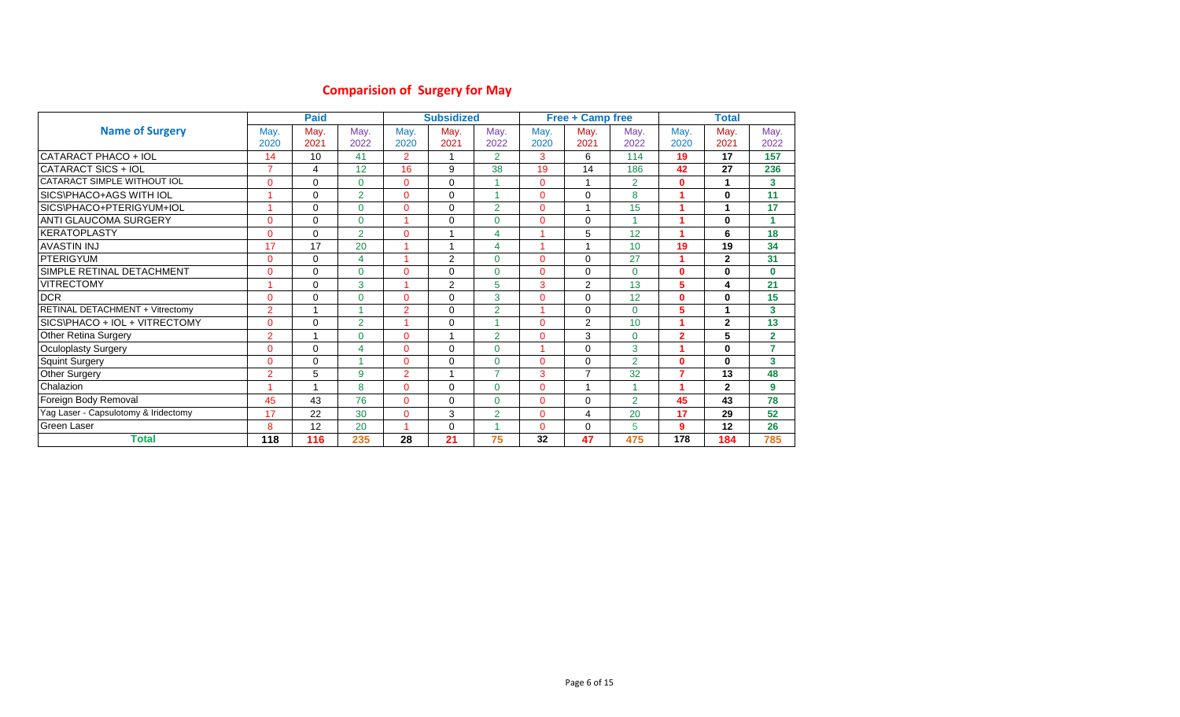## Comparision of Surgery for May

| Name of Surgery | Paid | | | Subsidized | | | Free + Camp free | | | Total | | |
|---|---|---|---|---|---|---|---|---|---|---|---|---|
| | May. 2020 | May. 2021 | May. 2022 | May. 2020 | May. 2021 | May. 2022 | May. 2020 | May. 2021 | May. 2022 | May. 2020 | May. 2021 | May. 2022 |
| CATARACT PHACO + IOL | 14 | 10 | 41 | 2 | 1 | 2 | 3 | 6 | 114 | 19 | 17 | 157 |
| CATARACT SICS + IOL | 7 | 4 | 12 | 16 | 9 | 38 | 19 | 14 | 186 | 42 | 27 | 236 |
| CATARACT SIMPLE WITHOUT IOL | 0 | 0 | 0 | 0 | 0 | 1 | 0 | 1 | 2 | 0 | 1 | 3 |
| SICS\PHACO+AGS WITH IOL | 1 | 0 | 2 | 0 | 0 | 1 | 0 | 0 | 8 | 1 | 0 | 11 |
| SICS\PHACO+PTERIGYUM+IOL | 1 | 0 | 0 | 0 | 0 | 2 | 0 | 1 | 15 | 1 | 1 | 17 |
| ANTI GLAUCOMA SURGERY | 0 | 0 | 0 | 1 | 0 | 0 | 0 | 0 | 1 | 1 | 0 | 1 |
| KERATOPLASTY | 0 | 0 | 2 | 0 | 1 | 4 | 1 | 5 | 12 | 1 | 6 | 18 |
| AVASTIN INJ | 17 | 17 | 20 | 1 | 1 | 4 | 1 | 1 | 10 | 19 | 19 | 34 |
| PTERIGYUM | 0 | 0 | 4 | 1 | 2 | 0 | 0 | 0 | 27 | 1 | 2 | 31 |
| SIMPLE RETINAL DETACHMENT | 0 | 0 | 0 | 0 | 0 | 0 | 0 | 0 | 0 | 0 | 0 | 0 |
| VITRECTOMY | 1 | 0 | 3 | 1 | 2 | 5 | 3 | 2 | 13 | 5 | 4 | 21 |
| DCR | 0 | 0 | 0 | 0 | 0 | 3 | 0 | 0 | 12 | 0 | 0 | 15 |
| RETINAL DETACHMENT + Vitrectomy | 2 | 1 | 1 | 2 | 0 | 2 | 1 | 0 | 0 | 5 | 1 | 3 |
| SICS\PHACO + IOL + VITRECTOMY | 0 | 0 | 2 | 1 | 0 | 1 | 0 | 2 | 10 | 1 | 2 | 13 |
| Other Retina Surgery | 2 | 1 | 0 | 0 | 1 | 2 | 0 | 3 | 0 | 2 | 5 | 2 |
| Oculoplasty Surgery | 0 | 0 | 4 | 0 | 0 | 0 | 1 | 0 | 3 | 1 | 0 | 7 |
| Squint Surgery | 0 | 0 | 1 | 0 | 0 | 0 | 0 | 0 | 2 | 0 | 0 | 3 |
| Other Surgery | 2 | 5 | 9 | 2 | 1 | 7 | 3 | 7 | 32 | 7 | 13 | 48 |
| Chalazion | 1 | 1 | 8 | 0 | 0 | 0 | 0 | 1 | 1 | 1 | 2 | 9 |
| Foreign Body Removal | 45 | 43 | 76 | 0 | 0 | 0 | 0 | 0 | 2 | 45 | 43 | 78 |
| Yag Laser - Capsulotomy & Iridectomy | 17 | 22 | 30 | 0 | 3 | 2 | 0 | 4 | 20 | 17 | 29 | 52 |
| Green Laser | 8 | 12 | 20 | 1 | 0 | 1 | 0 | 0 | 5 | 9 | 12 | 26 |
| **Total** | **118** | **116** | **235** | **28** | **21** | **75** | **32** | **47** | **475** | **178** | **184** | **785** |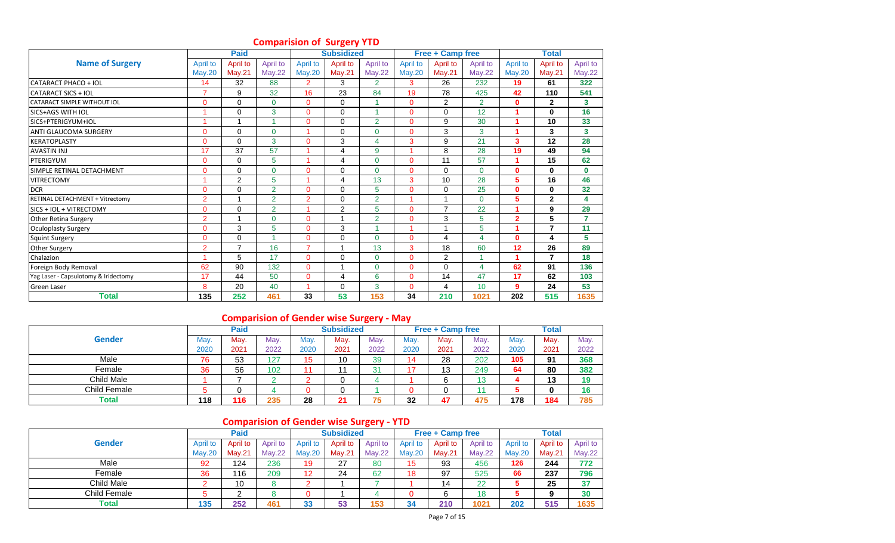## Comparision of Surgery YTD

| Name of Surgery | Paid | | | Subsidized | | | Free + Camp free | | | Total | | |
|---|---|---|---|---|---|---|---|---|---|---|---|---|
| | April to May.20 | April to May.21 | April to May.22 | April to May.20 | April to May.21 | April to May.22 | April to May.20 | April to May.21 | April to May.22 | April to May.20 | April to May.21 | April to May.22 |
| CATARACT PHACO + IOL | 14 | 32 | 88 | 2 | 3 | 2 | 3 | 26 | 232 | 19 | 61 | 322 |
| CATARACT SICS + IOL | 7 | 9 | 32 | 16 | 23 | 84 | 19 | 78 | 425 | 42 | 110 | 541 |
| CATARACT SIMPLE WITHOUT IOL | 0 | 0 | 0 | 0 | 0 | 1 | 0 | 2 | 2 | 0 | 2 | 3 |
| SICS+AGS WITH IOL | 1 | 0 | 3 | 0 | 0 | 1 | 0 | 0 | 12 | 1 | 0 | 16 |
| SICS+PTERIGYUM+IOL | 1 | 1 | 1 | 0 | 0 | 2 | 0 | 9 | 30 | 1 | 10 | 33 |
| ANTI GLAUCOMA SURGERY | 0 | 0 | 0 | 1 | 0 | 0 | 0 | 3 | 3 | 1 | 3 | 3 |
| KERATOPLASTY | 0 | 0 | 3 | 0 | 3 | 4 | 3 | 9 | 21 | 3 | 12 | 28 |
| AVASTIN INJ | 17 | 37 | 57 | 1 | 4 | 9 | 1 | 8 | 28 | 19 | 49 | 94 |
| PTERIGYUM | 0 | 0 | 5 | 1 | 4 | 0 | 0 | 11 | 57 | 1 | 15 | 62 |
| SIMPLE RETINAL DETACHMENT | 0 | 0 | 0 | 0 | 0 | 0 | 0 | 0 | 0 | 0 | 0 | 0 |
| VITRECTOMY | 1 | 2 | 5 | 1 | 4 | 13 | 3 | 10 | 28 | 5 | 16 | 46 |
| DCR | 0 | 0 | 2 | 0 | 0 | 5 | 0 | 0 | 25 | 0 | 0 | 32 |
| RETINAL DETACHMENT + Vitrectomy | 2 | 1 | 2 | 2 | 0 | 2 | 1 | 1 | 0 | 5 | 2 | 4 |
| SICS + IOL + VITRECTOMY | 0 | 0 | 2 | 1 | 2 | 5 | 0 | 7 | 22 | 1 | 9 | 29 |
| Other Retina Surgery | 2 | 1 | 0 | 0 | 1 | 2 | 0 | 3 | 5 | 2 | 5 | 7 |
| Oculoplasty Surgery | 0 | 3 | 5 | 0 | 3 | 1 | 1 | 1 | 5 | 1 | 7 | 11 |
| Squint Surgery | 0 | 0 | 1 | 0 | 0 | 0 | 0 | 4 | 4 | 0 | 4 | 5 |
| Other Surgery | 2 | 7 | 16 | 7 | 1 | 13 | 3 | 18 | 60 | 12 | 26 | 89 |
| Chalazion | 1 | 5 | 17 | 0 | 0 | 0 | 0 | 2 | 1 | 1 | 7 | 18 |
| Foreign Body Removal | 62 | 90 | 132 | 0 | 1 | 0 | 0 | 0 | 4 | 62 | 91 | 136 |
| Yag Laser - Capsulotomy & Iridectomy | 17 | 44 | 50 | 0 | 4 | 6 | 0 | 14 | 47 | 17 | 62 | 103 |
| Green Laser | 8 | 20 | 40 | 1 | 0 | 3 | 0 | 4 | 10 | 9 | 24 | 53 |
| **Total** | **135** | **252** | **461** | **33** | **53** | **153** | **34** | **210** | **1021** | **202** | **515** | **1635** |

## Comparision of Gender wise Surgery - May

| Gender | Paid | | | Subsidized | | | Free + Camp free | | | Total | | |
|---|---|---|---|---|---|---|---|---|---|---|---|---|
| | May. 2020 | May. 2021 | May. 2022 | May. 2020 | May. 2021 | May. 2022 | May. 2020 | May. 2021 | May. 2022 | May. 2020 | May. 2021 | May. 2022 |
| Male | 76 | 53 | 127 | 15 | 10 | 39 | 14 | 28 | 202 | 105 | 91 | 368 |
| Female | 36 | 56 | 102 | 11 | 11 | 31 | 17 | 13 | 249 | 64 | 80 | 382 |
| Child Male | 1 | 7 | 2 | 2 | 0 | 4 | 1 | 6 | 13 | 4 | 13 | 19 |
| Child Female | 5 | 0 | 4 | 0 | 0 | 1 | 0 | 0 | 11 | 5 | 0 | 16 |
| **Total** | **118** | **116** | **235** | **28** | **21** | **75** | **32** | **47** | **475** | **178** | **184** | **785** |

## Comparision of Gender wise Surgery - YTD

| Gender | Paid | | | Subsidized | | | Free + Camp free | | | Total | | |
|---|---|---|---|---|---|---|---|---|---|---|---|---|
| | April to May.20 | April to May.21 | April to May.22 | April to May.20 | April to May.21 | April to May.22 | April to May.20 | April to May.21 | April to May.22 | April to May.20 | April to May.21 | April to May.22 |
| Male | 92 | 124 | 236 | 19 | 27 | 80 | 15 | 93 | 456 | 126 | 244 | 772 |
| Female | 36 | 116 | 209 | 12 | 24 | 62 | 18 | 97 | 525 | 66 | 237 | 796 |
| Child Male | 2 | 10 | 8 | 2 | 1 | 7 | 1 | 14 | 22 | 5 | 25 | 37 |
| Child Female | 5 | 2 | 8 | 0 | 1 | 4 | 0 | 6 | 18 | 5 | 9 | 30 |
| **Total** | **135** | **252** | **461** | **33** | **53** | **153** | **34** | **210** | **1021** | **202** | **515** | **1635** |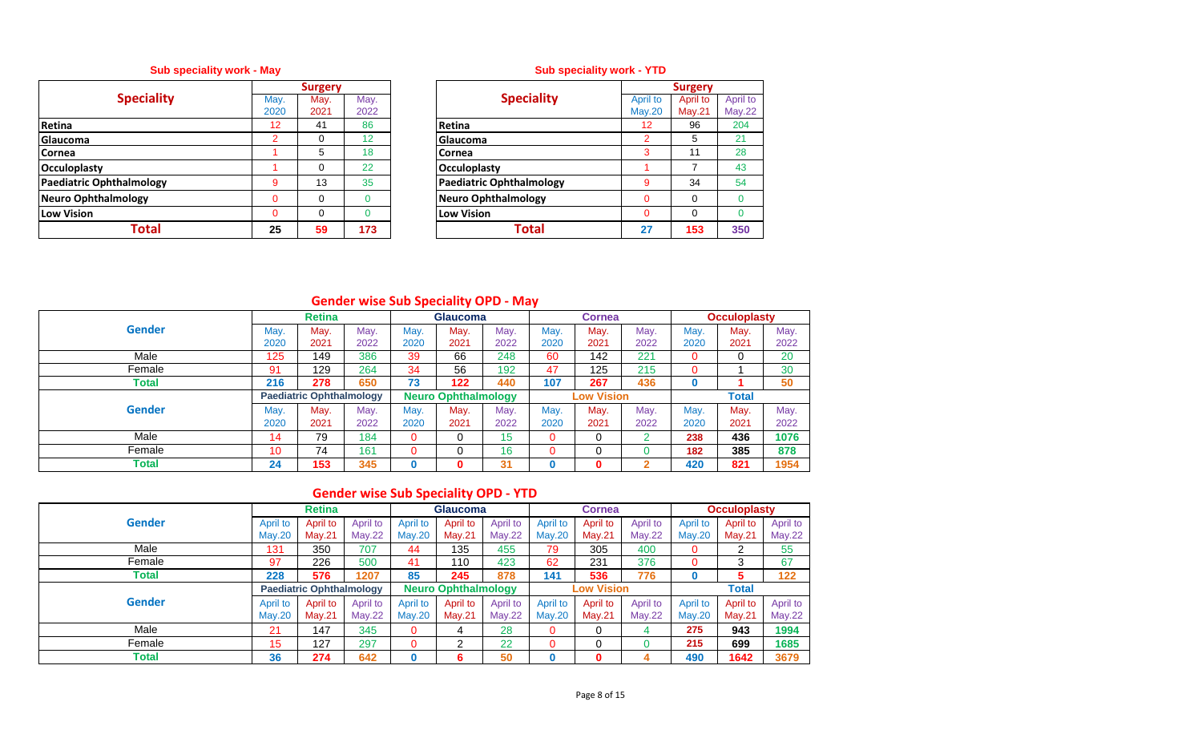## Sub speciality work - May

| Speciality | Surgery | | |
|---|---|---|---|
| | May. 2020 | May. 2021 | May. 2022 |
| Retina | 12 | 41 | 86 |
| Glaucoma | 2 | 0 | 12 |
| Cornea | 1 | 5 | 18 |
| Occuloplasty | 1 | 0 | 22 |
| Paediatric Ophthalmology | 9 | 13 | 35 |
| Neuro Ophthalmology | 0 | 0 | 0 |
| Low Vision | 0 | 0 | 0 |
| **Total** | **25** | **59** | **173** |

## Sub speciality work - YTD

| Speciality | Surgery | | |
|---|---|---|---|
| | April to May.20 | April to May.21 | April to May.22 |
| Retina | 12 | 96 | 204 |
| Glaucoma | 2 | 5 | 21 |
| Cornea | 3 | 11 | 28 |
| Occuloplasty | 1 | 7 | 43 |
| Paediatric Ophthalmology | 9 | 34 | 54 |
| Neuro Ophthalmology | 0 | 0 | 0 |
| Low Vision | 0 | 0 | 0 |
| **Total** | **27** | **153** | **350** |

## Gender wise Sub Speciality OPD - May

| Gender | Retina | | | Glaucoma | | | Cornea | | | Occuloplasty | | |
|---|---|---|---|---|---|---|---|---|---|---|---|---|
| | May. 2020 | May. 2021 | May. 2022 | May. 2020 | May. 2021 | May. 2022 | May. 2020 | May. 2021 | May. 2022 | May. 2020 | May. 2021 | May. 2022 |
| Male | 125 | 149 | 386 | 39 | 66 | 248 | 60 | 142 | 221 | 0 | 0 | 20 |
| Female | 91 | 129 | 264 | 34 | 56 | 192 | 47 | 125 | 215 | 0 | 1 | 30 |
| **Total** | **216** | **278** | **650** | **73** | **122** | **440** | **107** | **267** | **436** | **0** | **1** | **50** |

| Gender | Paediatric Ophthalmology | | | Neuro Ophthalmology | | | Low Vision | | | Total | | |
|---|---|---|---|---|---|---|---|---|---|---|---|---|
| | May. 2020 | May. 2021 | May. 2022 | May. 2020 | May. 2021 | May. 2022 | May. 2020 | May. 2021 | May. 2022 | May. 2020 | May. 2021 | May. 2022 |
| Male | 14 | 79 | 184 | 0 | 0 | 15 | 0 | 0 | 2 | **238** | **436** | **1076** |
| Female | 10 | 74 | 161 | 0 | 0 | 16 | 0 | 0 | 0 | **182** | **385** | **878** |
| **Total** | **24** | **153** | **345** | **0** | **0** | **31** | **0** | **0** | **2** | **420** | **821** | **1954** |

## Gender wise Sub Speciality OPD - YTD

| Gender | Retina | | | Glaucoma | | | Cornea | | | Occuloplasty | | |
|---|---|---|---|---|---|---|---|---|---|---|---|---|
| | April to May.20 | April to May.21 | April to May.22 | April to May.20 | April to May.21 | April to May.22 | April to May.20 | April to May.21 | April to May.22 | April to May.20 | April to May.21 | April to May.22 |
| Male | 131 | 350 | 707 | 44 | 135 | 455 | 79 | 305 | 400 | 0 | 2 | 55 |
| Female | 97 | 226 | 500 | 41 | 110 | 423 | 62 | 231 | 376 | 0 | 3 | 67 |
| **Total** | **228** | **576** | **1207** | **85** | **245** | **878** | **141** | **536** | **776** | **0** | **5** | **122** |

| Gender | Paediatric Ophthalmology | | | Neuro Ophthalmology | | | Low Vision | | | Total | | |
|---|---|---|---|---|---|---|---|---|---|---|---|---|
| | April to May.20 | April to May.21 | April to May.22 | April to May.20 | April to May.21 | April to May.22 | April to May.20 | April to May.21 | April to May.22 | April to May.20 | April to May.21 | April to May.22 |
| Male | 21 | 147 | 345 | 0 | 4 | 28 | 0 | 0 | 4 | **275** | **943** | **1994** |
| Female | 15 | 127 | 297 | 0 | 2 | 22 | 0 | 0 | 0 | **215** | **699** | **1685** |
| **Total** | **36** | **274** | **642** | **0** | **6** | **50** | **0** | **0** | **4** | **490** | **1642** | **3679** |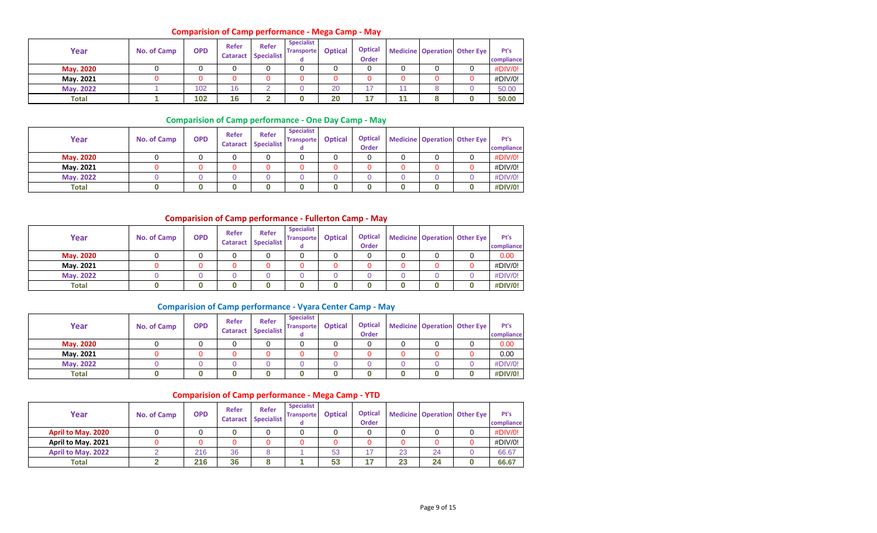## Comparision of Camp performance - Mega Camp - May

| Year | No. of Camp | OPD | Refer Cataract | Refer Specialist | Specialist Transported | Optical | Optical Order | Medicine | Operation | Other Eye | Pt's compliance |
|---|---|---|---|---|---|---|---|---|---|---|---|
| May. 2020 | 0 | 0 | 0 | 0 | 0 | 0 | 0 | 0 | 0 | 0 | #DIV/0! |
| May. 2021 | 0 | 0 | 0 | 0 | 0 | 0 | 0 | 0 | 0 | 0 | #DIV/0! |
| May. 2022 | 1 | 102 | 16 | 2 | 0 | 20 | 17 | 11 | 8 | 0 | 50.00 |
| **Total** | **1** | **102** | **16** | **2** | **0** | **20** | **17** | **11** | **8** | **0** | **50.00** |

## Comparision of Camp performance - One Day Camp - May

| Year | No. of Camp | OPD | Refer Cataract | Refer Specialist | Specialist Transported | Optical | Optical Order | Medicine | Operation | Other Eye | Pt's compliance |
|---|---|---|---|---|---|---|---|---|---|---|---|
| May. 2020 | 0 | 0 | 0 | 0 | 0 | 0 | 0 | 0 | 0 | 0 | #DIV/0! |
| May. 2021 | 0 | 0 | 0 | 0 | 0 | 0 | 0 | 0 | 0 | 0 | #DIV/0! |
| May. 2022 | 0 | 0 | 0 | 0 | 0 | 0 | 0 | 0 | 0 | 0 | #DIV/0! |
| **Total** | **0** | **0** | **0** | **0** | **0** | **0** | **0** | **0** | **0** | **0** | **#DIV/0!** |

## Comparision of Camp performance - Fullerton Camp - May

| Year | No. of Camp | OPD | Refer Cataract | Refer Specialist | Specialist Transported | Optical | Optical Order | Medicine | Operation | Other Eye | Pt's compliance |
|---|---|---|---|---|---|---|---|---|---|---|---|
| May. 2020 | 0 | 0 | 0 | 0 | 0 | 0 | 0 | 0 | 0 | 0 | 0.00 |
| May. 2021 | 0 | 0 | 0 | 0 | 0 | 0 | 0 | 0 | 0 | 0 | #DIV/0! |
| May. 2022 | 0 | 0 | 0 | 0 | 0 | 0 | 0 | 0 | 0 | 0 | #DIV/0! |
| **Total** | **0** | **0** | **0** | **0** | **0** | **0** | **0** | **0** | **0** | **0** | **#DIV/0!** |

## Comparision of Camp performance - Vyara Center Camp - May

| Year | No. of Camp | OPD | Refer Cataract | Refer Specialist | Specialist Transported | Optical | Optical Order | Medicine | Operation | Other Eye | Pt's compliance |
|---|---|---|---|---|---|---|---|---|---|---|---|
| May. 2020 | 0 | 0 | 0 | 0 | 0 | 0 | 0 | 0 | 0 | 0 | 0.00 |
| May. 2021 | 0 | 0 | 0 | 0 | 0 | 0 | 0 | 0 | 0 | 0 | 0.00 |
| May. 2022 | 0 | 0 | 0 | 0 | 0 | 0 | 0 | 0 | 0 | 0 | #DIV/0! |
| **Total** | **0** | **0** | **0** | **0** | **0** | **0** | **0** | **0** | **0** | **0** | **#DIV/0!** |

## Comparision of Camp performance - Mega Camp - YTD

| Year | No. of Camp | OPD | Refer Cataract | Refer Specialist | Specialist Transported | Optical | Optical Order | Medicine | Operation | Other Eye | Pt's compliance |
|---|---|---|---|---|---|---|---|---|---|---|---|
| April to May. 2020 | 0 | 0 | 0 | 0 | 0 | 0 | 0 | 0 | 0 | 0 | #DIV/0! |
| April to May. 2021 | 0 | 0 | 0 | 0 | 0 | 0 | 0 | 0 | 0 | 0 | #DIV/0! |
| April to May. 2022 | 2 | 216 | 36 | 8 | 1 | 53 | 17 | 23 | 24 | 0 | 66.67 |
| **Total** | **2** | **216** | **36** | **8** | **1** | **53** | **17** | **23** | **24** | **0** | **66.67** |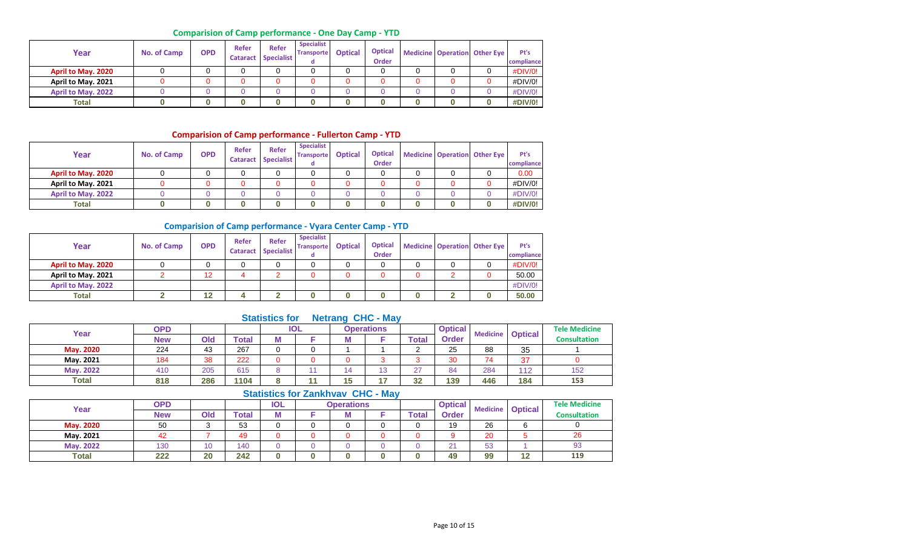## Comparision of Camp performance - One Day Camp - YTD

| Year | No. of Camp | OPD | Refer Cataract | Refer Specialist | Specialist Transported | Optical | Optical Order | Medicine | Operation | Other Eye | Pt's compliance |
|---|---|---|---|---|---|---|---|---|---|---|---|
| April to May. 2020 | 0 | 0 | 0 | 0 | 0 | 0 | 0 | 0 | 0 | 0 | #DIV/0! |
| April to May. 2021 | 0 | 0 | 0 | 0 | 0 | 0 | 0 | 0 | 0 | 0 | #DIV/0! |
| April to May. 2022 | 0 | 0 | 0 | 0 | 0 | 0 | 0 | 0 | 0 | 0 | #DIV/0! |
| **Total** | **0** | **0** | **0** | **0** | **0** | **0** | **0** | **0** | **0** | **0** | **#DIV/0!** |

## Comparision of Camp performance - Fullerton Camp - YTD

| Year | No. of Camp | OPD | Refer Cataract | Refer Specialist | Specialist Transported | Optical | Optical Order | Medicine | Operation | Other Eye | Pt's compliance |
|---|---|---|---|---|---|---|---|---|---|---|---|
| April to May. 2020 | 0 | 0 | 0 | 0 | 0 | 0 | 0 | 0 | 0 | 0 | 0.00 |
| April to May. 2021 | 0 | 0 | 0 | 0 | 0 | 0 | 0 | 0 | 0 | 0 | #DIV/0! |
| April to May. 2022 | 0 | 0 | 0 | 0 | 0 | 0 | 0 | 0 | 0 | 0 | #DIV/0! |
| **Total** | **0** | **0** | **0** | **0** | **0** | **0** | **0** | **0** | **0** | **0** | **#DIV/0!** |

## Comparision of Camp performance - Vyara Center Camp - YTD

| Year | No. of Camp | OPD | Refer Cataract | Refer Specialist | Specialist Transported | Optical | Optical Order | Medicine | Operation | Other Eye | Pt's compliance |
|---|---|---|---|---|---|---|---|---|---|---|---|
| April to May. 2020 | 0 | 0 | 0 | 0 | 0 | 0 | 0 | 0 | 0 | 0 | #DIV/0! |
| April to May. 2021 | 2 | 12 | 4 | 2 | 0 | 0 | 0 | 0 | 2 | 0 | 50.00 |
| April to May. 2022 | | | | | | | | | | | #DIV/0! |
| **Total** | **2** | **12** | **4** | **2** | **0** | **0** | **0** | **0** | **2** | **0** | **50.00** |

## Statistics for Netrang CHC - May

| Year | OPD | | | IOL | | Operations | | | Optical Order | Medicine | Optical | Tele Medicine Consultation |
|---|---|---|---|---|---|---|---|---|---|---|---|---|
| | New | Old | Total | M | F | M | F | Total | | | | |
| May. 2020 | 224 | 43 | 267 | 0 | 0 | 1 | 1 | 2 | 25 | 88 | 35 | 1 |
| May. 2021 | 184 | 38 | 222 | 0 | 0 | 0 | 3 | 3 | 30 | 74 | 37 | 0 |
| May. 2022 | 410 | 205 | 615 | 8 | 11 | 14 | 13 | 27 | 84 | 284 | 112 | 152 |
| **Total** | **818** | **286** | **1104** | **8** | **11** | **15** | **17** | **32** | **139** | **446** | **184** | **153** |

## Statistics for Zankhvav CHC - May

| Year | OPD | | | IOL | | Operations | | | Optical Order | Medicine | Optical | Tele Medicine Consultation |
|---|---|---|---|---|---|---|---|---|---|---|---|---|
| | New | Old | Total | M | F | M | F | Total | | | | |
| May. 2020 | 50 | 3 | 53 | 0 | 0 | 0 | 0 | 0 | 19 | 26 | 6 | 0 |
| May. 2021 | 42 | 7 | 49 | 0 | 0 | 0 | 0 | 0 | 9 | 20 | 5 | 26 |
| May. 2022 | 130 | 10 | 140 | 0 | 0 | 0 | 0 | 0 | 21 | 53 | 1 | 93 |
| **Total** | **222** | **20** | **242** | **0** | **0** | **0** | **0** | **0** | **49** | **99** | **12** | **119** |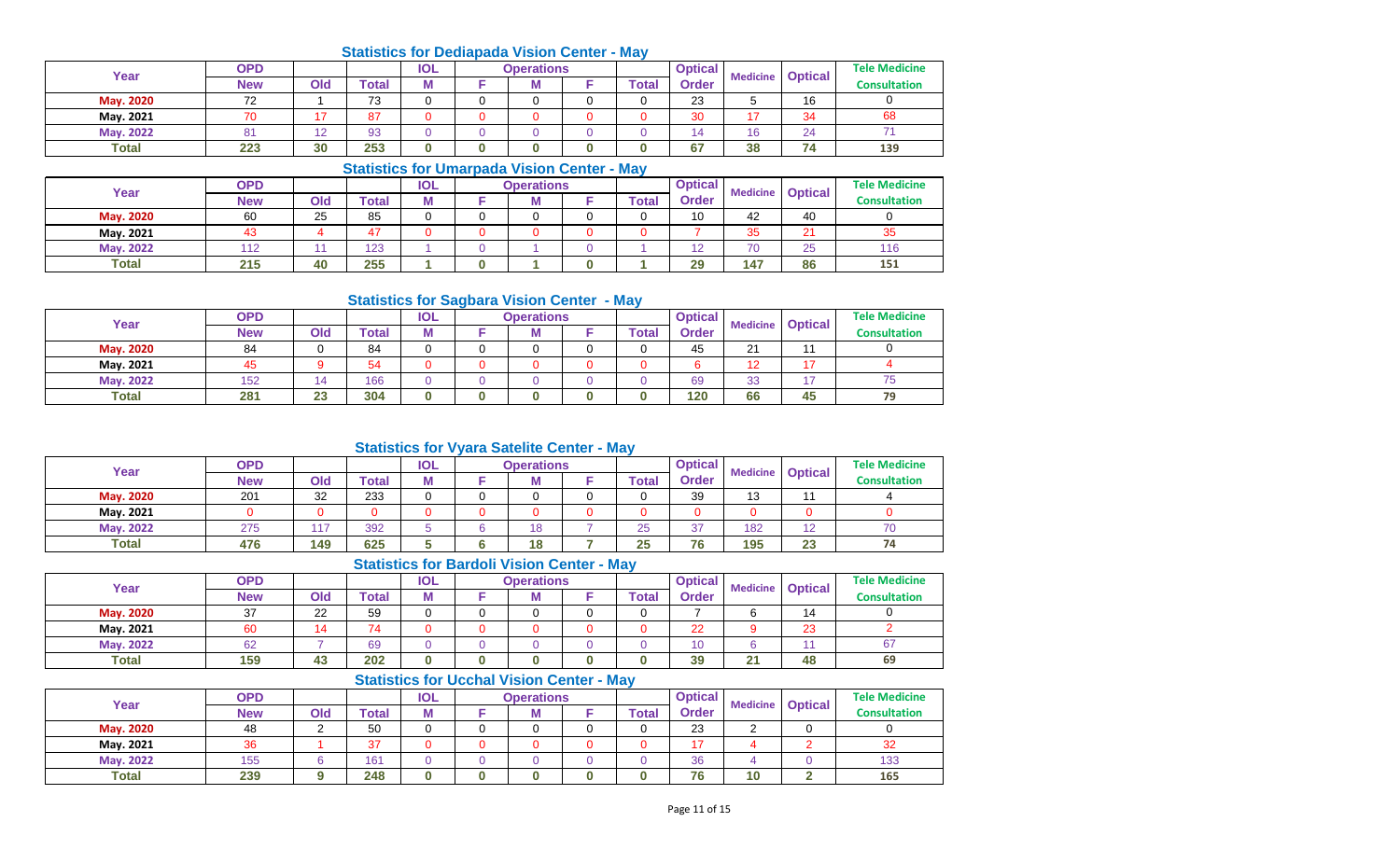## Statistics for Dediapada Vision Center - May

| Year | OPD | | | IOL | Operations | | | | Optical | Medicine | Optical | Tele Medicine |
|---|---|---|---|---|---|---|---|---|---|---|---|---|
| | New | Old | Total | M | F | M | F | Total | Order | | | Consultation |
| May. 2020 | 72 | 1 | 73 | 0 | 0 | 0 | 0 | 0 | 23 | 5 | 16 | 0 |
| May. 2021 | 70 | 17 | 87 | 0 | 0 | 0 | 0 | 0 | 30 | 17 | 34 | 68 |
| May. 2022 | 81 | 12 | 93 | 0 | 0 | 0 | 0 | 0 | 14 | 16 | 24 | 71 |
| Total | 223 | 30 | 253 | 0 | 0 | 0 | 0 | 0 | 67 | 38 | 74 | 139 |

## Statistics for Umarpada Vision Center - May

| Year | OPD | | | IOL | Operations | | | | Optical | Medicine | Optical | Tele Medicine |
|---|---|---|---|---|---|---|---|---|---|---|---|---|
| | New | Old | Total | M | F | M | F | Total | Order | | | Consultation |
| May. 2020 | 60 | 25 | 85 | 0 | 0 | 0 | 0 | 0 | 10 | 42 | 40 | 0 |
| May. 2021 | 43 | 4 | 47 | 0 | 0 | 0 | 0 | 0 | 7 | 35 | 21 | 35 |
| May. 2022 | 112 | 11 | 123 | 1 | 0 | 1 | 0 | 1 | 12 | 70 | 25 | 116 |
| Total | 215 | 40 | 255 | 1 | 0 | 1 | 0 | 1 | 29 | 147 | 86 | 151 |

## Statistics for Sagbara Vision Center - May

| Year | OPD | | | IOL | Operations | | | | Optical | Medicine | Optical | Tele Medicine |
|---|---|---|---|---|---|---|---|---|---|---|---|---|
| | New | Old | Total | M | F | M | F | Total | Order | | | Consultation |
| May. 2020 | 84 | 0 | 84 | 0 | 0 | 0 | 0 | 0 | 45 | 21 | 11 | 0 |
| May. 2021 | 45 | 9 | 54 | 0 | 0 | 0 | 0 | 0 | 6 | 12 | 17 | 4 |
| May. 2022 | 152 | 14 | 166 | 0 | 0 | 0 | 0 | 0 | 69 | 33 | 17 | 75 |
| Total | 281 | 23 | 304 | 0 | 0 | 0 | 0 | 0 | 120 | 66 | 45 | 79 |

## Statistics for Vyara Satelite Center - May

| Year | OPD | | | IOL | Operations | | | | Optical | Medicine | Optical | Tele Medicine |
|---|---|---|---|---|---|---|---|---|---|---|---|---|
| | New | Old | Total | M | F | M | F | Total | Order | | | Consultation |
| May. 2020 | 201 | 32 | 233 | 0 | 0 | 0 | 0 | 0 | 39 | 13 | 11 | 4 |
| May. 2021 | 0 | 0 | 0 | 0 | 0 | 0 | 0 | 0 | 0 | 0 | 0 | 0 |
| May. 2022 | 275 | 117 | 392 | 5 | 6 | 18 | 7 | 25 | 37 | 182 | 12 | 70 |
| Total | 476 | 149 | 625 | 5 | 6 | 18 | 7 | 25 | 76 | 195 | 23 | 74 |

## Statistics for Bardoli Vision Center - May

| Year | OPD | | | IOL | Operations | | | | Optical | Medicine | Optical | Tele Medicine |
|---|---|---|---|---|---|---|---|---|---|---|---|---|
| | New | Old | Total | M | F | M | F | Total | Order | | | Consultation |
| May. 2020 | 37 | 22 | 59 | 0 | 0 | 0 | 0 | 0 | 7 | 6 | 14 | 0 |
| May. 2021 | 60 | 14 | 74 | 0 | 0 | 0 | 0 | 0 | 22 | 9 | 23 | 2 |
| May. 2022 | 62 | 7 | 69 | 0 | 0 | 0 | 0 | 0 | 10 | 6 | 11 | 67 |
| Total | 159 | 43 | 202 | 0 | 0 | 0 | 0 | 0 | 39 | 21 | 48 | 69 |

## Statistics for Ucchal Vision Center - May

| Year | OPD | | | IOL | Operations | | | | Optical | Medicine | Optical | Tele Medicine |
|---|---|---|---|---|---|---|---|---|---|---|---|---|
| | New | Old | Total | M | F | M | F | Total | Order | | | Consultation |
| May. 2020 | 48 | 2 | 50 | 0 | 0 | 0 | 0 | 0 | 23 | 2 | 0 | 0 |
| May. 2021 | 36 | 1 | 37 | 0 | 0 | 0 | 0 | 0 | 17 | 4 | 2 | 32 |
| May. 2022 | 155 | 6 | 161 | 0 | 0 | 0 | 0 | 0 | 36 | 4 | 0 | 133 |
| Total | 239 | 9 | 248 | 0 | 0 | 0 | 0 | 0 | 76 | 10 | 2 | 165 |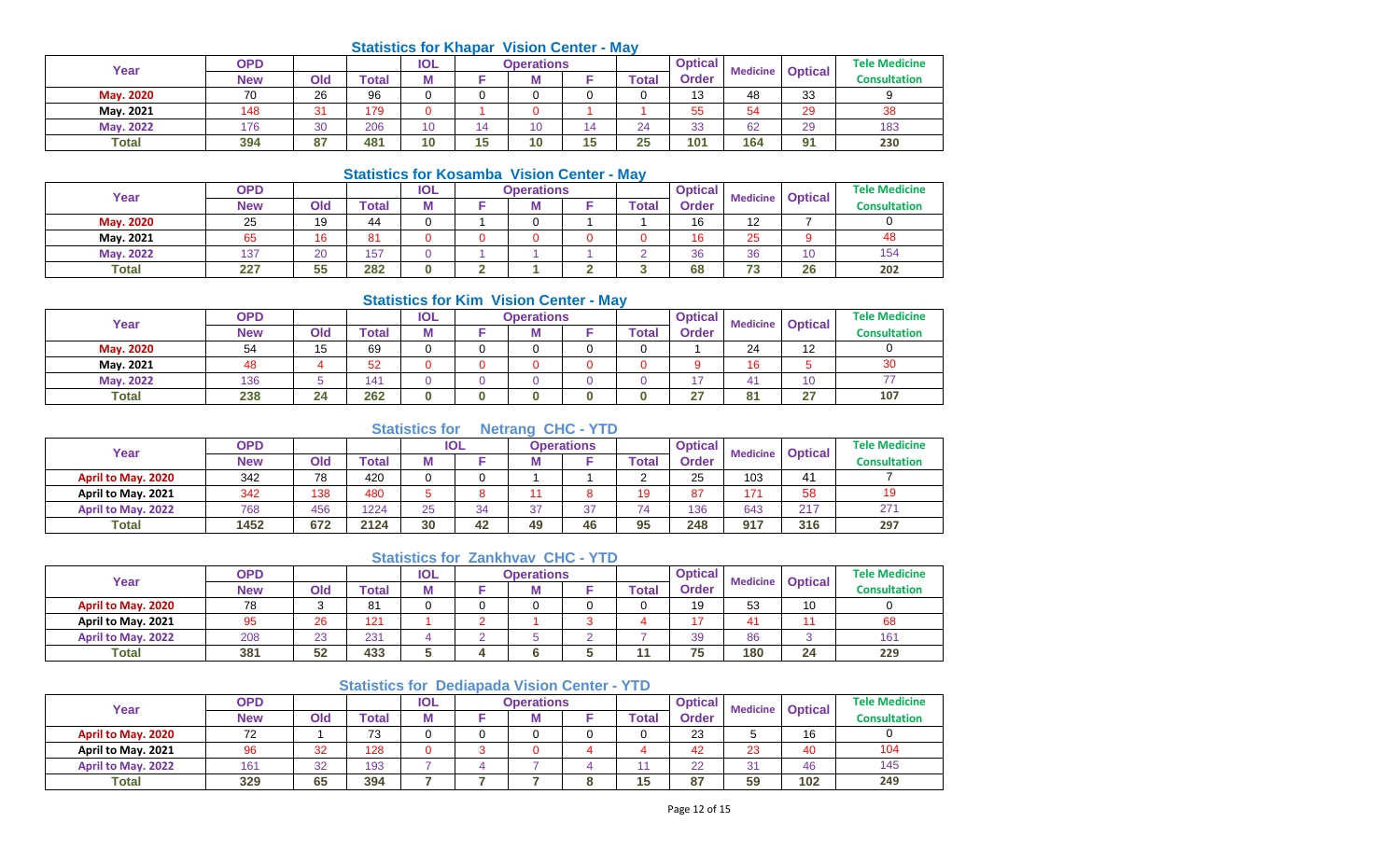### Statistics for Khapar Vision Center - May

| Year | OPD | | | IOL | Operations | | | | Optical | Medicine | Optical | Tele Medicine |
|---|---|---|---|---|---|---|---|---|---|---|---|---|
| | New | Old | Total | M | F | M | F | Total | Order | | | Consultation |
| May. 2020 | 70 | 26 | 96 | 0 | 0 | 0 | 0 | 0 | 13 | 48 | 33 | 9 |
| May. 2021 | 148 | 31 | 179 | 0 | 1 | 0 | 1 | 1 | 55 | 54 | 29 | 38 |
| May. 2022 | 176 | 30 | 206 | 10 | 14 | 10 | 14 | 24 | 33 | 62 | 29 | 183 |
| Total | 394 | 87 | 481 | 10 | 15 | 10 | 15 | 25 | 101 | 164 | 91 | 230 |

### Statistics for Kosamba Vision Center - May

| Year | OPD | | | IOL | Operations | | | | Optical | Medicine | Optical | Tele Medicine |
|---|---|---|---|---|---|---|---|---|---|---|---|---|
| | New | Old | Total | M | F | M | F | Total | Order | | | Consultation |
| May. 2020 | 25 | 19 | 44 | 0 | 1 | 0 | 1 | 1 | 16 | 12 | 7 | 0 |
| May. 2021 | 65 | 16 | 81 | 0 | 0 | 0 | 0 | 0 | 16 | 25 | 9 | 48 |
| May. 2022 | 137 | 20 | 157 | 0 | 1 | 1 | 1 | 2 | 36 | 36 | 10 | 154 |
| Total | 227 | 55 | 282 | 0 | 2 | 1 | 2 | 3 | 68 | 73 | 26 | 202 |

### Statistics for Kim Vision Center - May

| Year | OPD | | | IOL | Operations | | | | Optical | Medicine | Optical | Tele Medicine |
|---|---|---|---|---|---|---|---|---|---|---|---|---|
| | New | Old | Total | M | F | M | F | Total | Order | | | Consultation |
| May. 2020 | 54 | 15 | 69 | 0 | 0 | 0 | 0 | 0 | 1 | 24 | 12 | 0 |
| May. 2021 | 48 | 4 | 52 | 0 | 0 | 0 | 0 | 0 | 9 | 16 | 5 | 30 |
| May. 2022 | 136 | 5 | 141 | 0 | 0 | 0 | 0 | 0 | 17 | 41 | 10 | 77 |
| Total | 238 | 24 | 262 | 0 | 0 | 0 | 0 | 0 | 27 | 81 | 27 | 107 |

### Statistics for Netrang CHC - YTD

| Year | OPD | | | IOL | | Operations | | | Optical | Medicine | Optical | Tele Medicine |
|---|---|---|---|---|---|---|---|---|---|---|---|---|
| | New | Old | Total | M | F | M | F | Total | Order | | | Consultation |
| April to May. 2020 | 342 | 78 | 420 | 0 | 0 | 1 | 1 | 2 | 25 | 103 | 41 | 7 |
| April to May. 2021 | 342 | 138 | 480 | 5 | 8 | 11 | 8 | 19 | 87 | 171 | 58 | 19 |
| April to May. 2022 | 768 | 456 | 1224 | 25 | 34 | 37 | 37 | 74 | 136 | 643 | 217 | 271 |
| Total | 1452 | 672 | 2124 | 30 | 42 | 49 | 46 | 95 | 248 | 917 | 316 | 297 |

### Statistics for Zankhvav CHC - YTD

| Year | OPD | | | IOL | Operations | | | | Optical | Medicine | Optical | Tele Medicine |
|---|---|---|---|---|---|---|---|---|---|---|---|---|
| | New | Old | Total | M | F | M | F | Total | Order | | | Consultation |
| April to May. 2020 | 78 | 3 | 81 | 0 | 0 | 0 | 0 | 0 | 19 | 53 | 10 | 0 |
| April to May. 2021 | 95 | 26 | 121 | 1 | 2 | 1 | 3 | 4 | 17 | 41 | 11 | 68 |
| April to May. 2022 | 208 | 23 | 231 | 4 | 2 | 5 | 2 | 7 | 39 | 86 | 3 | 161 |
| Total | 381 | 52 | 433 | 5 | 4 | 6 | 5 | 11 | 75 | 180 | 24 | 229 |

### Statistics for Dediapada Vision Center - YTD

| Year | OPD | | | IOL | Operations | | | | Optical | Medicine | Optical | Tele Medicine |
|---|---|---|---|---|---|---|---|---|---|---|---|---|
| | New | Old | Total | M | F | M | F | Total | Order | | | Consultation |
| April to May. 2020 | 72 | 1 | 73 | 0 | 0 | 0 | 0 | 0 | 23 | 5 | 16 | 0 |
| April to May. 2021 | 96 | 32 | 128 | 0 | 3 | 0 | 4 | 4 | 42 | 23 | 40 | 104 |
| April to May. 2022 | 161 | 32 | 193 | 7 | 4 | 7 | 4 | 11 | 22 | 31 | 46 | 145 |
| Total | 329 | 65 | 394 | 7 | 7 | 7 | 8 | 15 | 87 | 59 | 102 | 249 |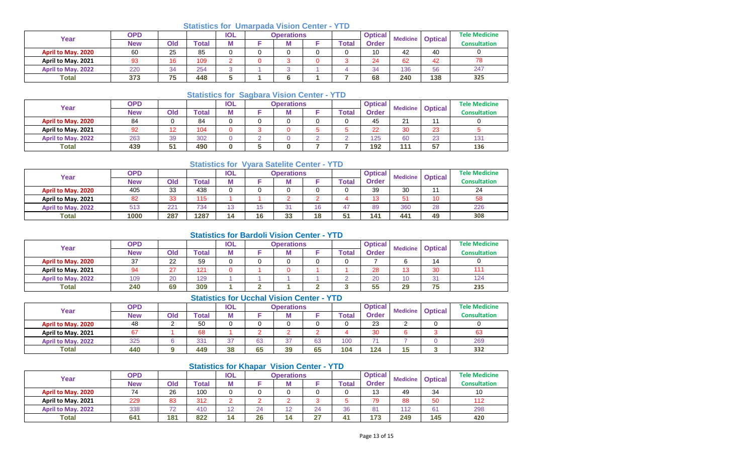### Statistics for Umarpada Vision Center - YTD

| Year | OPD | | | IOL | Operations | | | | Optical | Medicine | Optical | Tele Medicine |
|---|---|---|---|---|---|---|---|---|---|---|---|---|
| | New | Old | Total | M | F | M | F | Total | Order | | | Consultation |
| April to May. 2020 | 60 | 25 | 85 | 0 | 0 | 0 | 0 | 0 | 10 | 42 | 40 | 0 |
| April to May. 2021 | 93 | 16 | 109 | 2 | 0 | 3 | 0 | 3 | 24 | 62 | 42 | 78 |
| April to May. 2022 | 220 | 34 | 254 | 3 | 1 | 3 | 1 | 4 | 34 | 136 | 56 | 247 |
| Total | 373 | 75 | 448 | 5 | 1 | 6 | 1 | 7 | 68 | 240 | 138 | 325 |

### Statistics for Sagbara Vision Center - YTD

| Year | OPD | | | IOL | Operations | | | | Optical | Medicine | Optical | Tele Medicine |
|---|---|---|---|---|---|---|---|---|---|---|---|---|
| | New | Old | Total | M | F | M | F | Total | Order | | | Consultation |
| April to May. 2020 | 84 | 0 | 84 | 0 | 0 | 0 | 0 | 0 | 45 | 21 | 11 | 0 |
| April to May. 2021 | 92 | 12 | 104 | 0 | 3 | 0 | 5 | 5 | 22 | 30 | 23 | 5 |
| April to May. 2022 | 263 | 39 | 302 | 0 | 2 | 0 | 2 | 2 | 125 | 60 | 23 | 131 |
| Total | 439 | 51 | 490 | 0 | 5 | 0 | 7 | 7 | 192 | 111 | 57 | 136 |

### Statistics for Vyara Satelite Center - YTD

| Year | OPD | | | IOL | Operations | | | | Optical | Medicine | Optical | Tele Medicine |
|---|---|---|---|---|---|---|---|---|---|---|---|---|
| | New | Old | Total | M | F | M | F | Total | Order | | | Consultation |
| April to May. 2020 | 405 | 33 | 438 | 0 | 0 | 0 | 0 | 0 | 39 | 30 | 11 | 24 |
| April to May. 2021 | 82 | 33 | 115 | 1 | 1 | 2 | 2 | 4 | 13 | 51 | 10 | 58 |
| April to May. 2022 | 513 | 221 | 734 | 13 | 15 | 31 | 16 | 47 | 89 | 360 | 28 | 226 |
| Total | 1000 | 287 | 1287 | 14 | 16 | 33 | 18 | 51 | 141 | 441 | 49 | 308 |

### Statistics for Bardoli Vision Center - YTD

| Year | OPD | | | IOL | Operations | | | | Optical | Medicine | Optical | Tele Medicine |
|---|---|---|---|---|---|---|---|---|---|---|---|---|
| | New | Old | Total | M | F | M | F | Total | Order | | | Consultation |
| April to May. 2020 | 37 | 22 | 59 | 0 | 0 | 0 | 0 | 0 | 7 | 6 | 14 | 0 |
| April to May. 2021 | 94 | 27 | 121 | 0 | 1 | 0 | 1 | 1 | 28 | 13 | 30 | 111 |
| April to May. 2022 | 109 | 20 | 129 | 1 | 1 | 1 | 1 | 2 | 20 | 10 | 31 | 124 |
| Total | 240 | 69 | 309 | 1 | 2 | 1 | 2 | 3 | 55 | 29 | 75 | 235 |

### Statistics for Ucchal Vision Center - YTD

| Year | OPD | | | IOL | Operations | | | | Optical | Medicine | Optical | Tele Medicine |
|---|---|---|---|---|---|---|---|---|---|---|---|---|
| | New | Old | Total | M | F | M | F | Total | Order | | | Consultation |
| April to May. 2020 | 48 | 2 | 50 | 0 | 0 | 0 | 0 | 0 | 23 | 2 | 0 | 0 |
| April to May. 2021 | 67 | 1 | 68 | 1 | 2 | 2 | 2 | 4 | 30 | 6 | 3 | 63 |
| April to May. 2022 | 325 | 6 | 331 | 37 | 63 | 37 | 63 | 100 | 71 | 7 | 0 | 269 |
| Total | 440 | 9 | 449 | 38 | 65 | 39 | 65 | 104 | 124 | 15 | 3 | 332 |

### Statistics for Khapar Vision Center - YTD

| Year | OPD | | | IOL | Operations | | | | Optical | Medicine | Optical | Tele Medicine |
|---|---|---|---|---|---|---|---|---|---|---|---|---|
| | New | Old | Total | M | F | M | F | Total | Order | | | Consultation |
| April to May. 2020 | 74 | 26 | 100 | 0 | 0 | 0 | 0 | 0 | 13 | 49 | 34 | 10 |
| April to May. 2021 | 229 | 83 | 312 | 2 | 2 | 2 | 3 | 5 | 79 | 88 | 50 | 112 |
| April to May. 2022 | 338 | 72 | 410 | 12 | 24 | 12 | 24 | 36 | 81 | 112 | 61 | 298 |
| Total | 641 | 181 | 822 | 14 | 26 | 14 | 27 | 41 | 173 | 249 | 145 | 420 |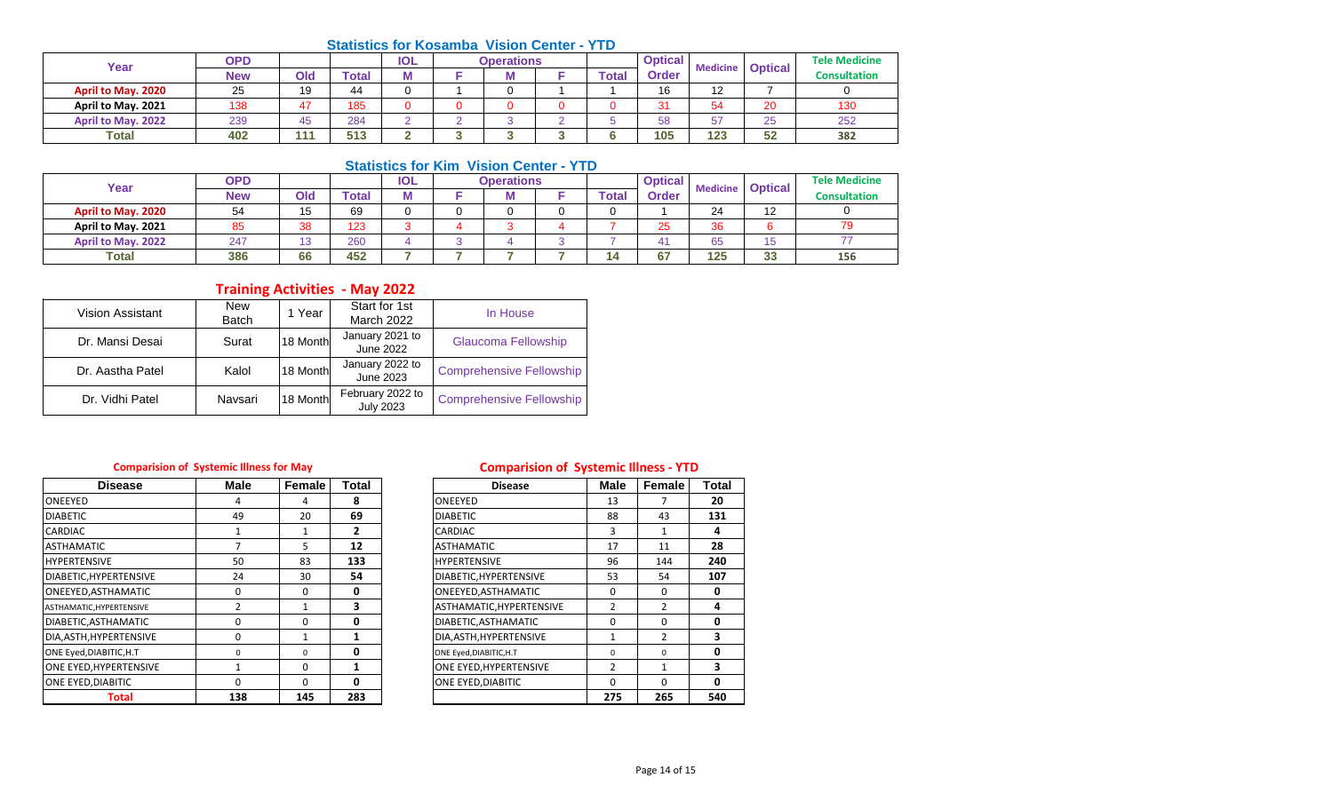### Statistics for Kosamba Vision Center - YTD

| Year | OPD | | | IOL | Operations | | | | Optical | Medicine | Optical | Tele Medicine |
|---|---|---|---|---|---|---|---|---|---|---|---|---|
| | New | Old | Total | M | F | M | F | Total | Order | | | Consultation |
| April to May. 2020 | 25 | 19 | 44 | 0 | 1 | 0 | 1 | 1 | 16 | 12 | 7 | 0 |
| April to May. 2021 | 138 | 47 | 185 | 0 | 0 | 0 | 0 | 0 | 31 | 54 | 20 | 130 |
| April to May. 2022 | 239 | 45 | 284 | 2 | 2 | 3 | 2 | 5 | 58 | 57 | 25 | 252 |
| Total | 402 | 111 | 513 | 2 | 3 | 3 | 3 | 6 | 105 | 123 | 52 | 382 |

### Statistics for Kim Vision Center - YTD

| Year | OPD | | | IOL | Operations | | | | Optical | Medicine | Optical | Tele Medicine |
|---|---|---|---|---|---|---|---|---|---|---|---|---|
| | New | Old | Total | M | F | M | F | Total | Order | | | Consultation |
| April to May. 2020 | 54 | 15 | 69 | 0 | 0 | 0 | 0 | 0 | 1 | 24 | 12 | 0 |
| April to May. 2021 | 85 | 38 | 123 | 3 | 4 | 3 | 4 | 7 | 25 | 36 | 6 | 79 |
| April to May. 2022 | 247 | 13 | 260 | 4 | 3 | 4 | 3 | 7 | 41 | 65 | 15 | 77 |
| Total | 386 | 66 | 452 | 7 | 7 | 7 | 7 | 14 | 67 | 125 | 33 | 156 |

### Training Activities - May 2022

| | | | | |
|---|---|---|---|---|
| Vision Assistant | New Batch | 1 Year | Start for 1st March 2022 | In House |
| Dr. Mansi Desai | Surat | 18 Month | January 2021 to June 2022 | Glaucoma Fellowship |
| Dr. Aastha Patel | Kalol | 18 Month | January 2022 to June 2023 | Comprehensive Fellowship |
| Dr. Vidhi Patel | Navsari | 18 Month | February 2022 to July 2023 | Comprehensive Fellowship |

### Comparision of Systemic Illness for May

| Disease | Male | Female | Total |
|---|---|---|---|
| ONEEYED | 4 | 4 | 8 |
| DIABETIC | 49 | 20 | 69 |
| CARDIAC | 1 | 1 | 2 |
| ASTHAMATIC | 7 | 5 | 12 |
| HYPERTENSIVE | 50 | 83 | 133 |
| DIABETIC,HYPERTENSIVE | 24 | 30 | 54 |
| ONEEYED,ASTHAMATIC | 0 | 0 | 0 |
| ASTHAMATIC,HYPERTENSIVE | 2 | 1 | 3 |
| DIABETIC,ASTHAMATIC | 0 | 0 | 0 |
| DIA,ASTH,HYPERTENSIVE | 0 | 1 | 1 |
| ONE Eyed,DIABITIC,H.T | 0 | 0 | 0 |
| ONE EYED,HYPERTENSIVE | 1 | 0 | 1 |
| ONE EYED,DIABITIC | 0 | 0 | 0 |
| Total | 138 | 145 | 283 |

### Comparision of Systemic Illness - YTD

| Disease | Male | Female | Total |
|---|---|---|---|
| ONEEYED | 13 | 7 | 20 |
| DIABETIC | 88 | 43 | 131 |
| CARDIAC | 3 | 1 | 4 |
| ASTHAMATIC | 17 | 11 | 28 |
| HYPERTENSIVE | 96 | 144 | 240 |
| DIABETIC,HYPERTENSIVE | 53 | 54 | 107 |
| ONEEYED,ASTHAMATIC | 0 | 0 | 0 |
| ASTHAMATIC,HYPERTENSIVE | 2 | 2 | 4 |
| DIABETIC,ASTHAMATIC | 0 | 0 | 0 |
| DIA,ASTH,HYPERTENSIVE | 1 | 2 | 3 |
| ONE Eyed,DIABITIC,H.T | 0 | 0 | 0 |
| ONE EYED,HYPERTENSIVE | 2 | 1 | 3 |
| ONE EYED,DIABITIC | 0 | 0 | 0 |
| | 275 | 265 | 540 |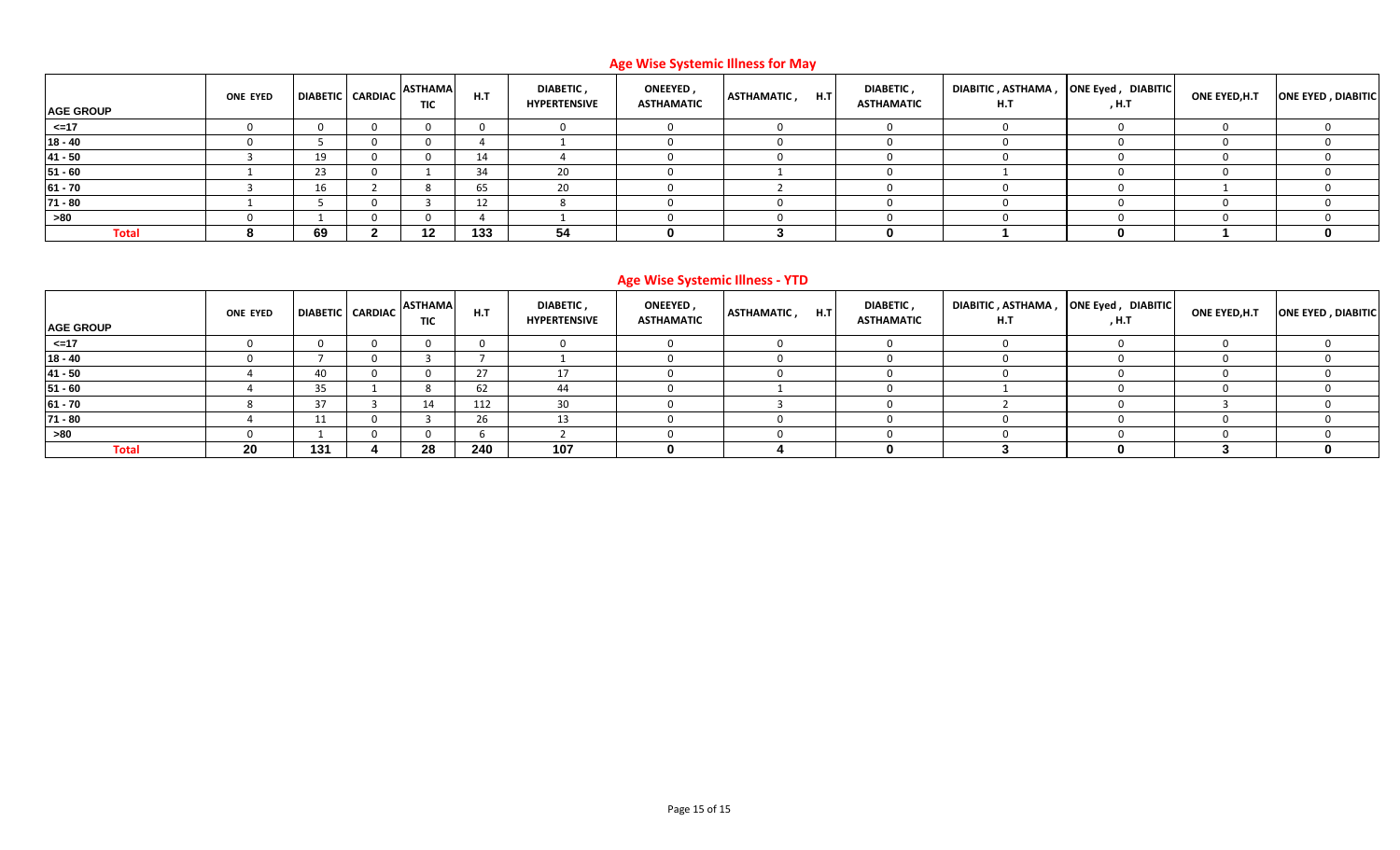## Age Wise Systemic Illness for May

| AGE GROUP | ONE EYED | DIABETIC | CARDIAC | ASTHAMATIC | H.T | DIABETIC , HYPERTENSIVE | ONEEYED , ASTHAMATIC | ASTHAMATIC , H.T | DIABETIC , ASTHAMATIC | DIABITIC , ASTHAMA , H.T | ONE Eyed , DIABITIC , H.T | ONE EYED,H.T | ONE EYED , DIABITIC |
|---|---|---|---|---|---|---|---|---|---|---|---|---|---|
| <=17 | 0 | 0 | 0 | 0 | 0 | 0 | 0 | 0 | 0 | 0 | 0 | 0 | 0 |
| 18 - 40 | 0 | 5 | 0 | 0 | 4 | 1 | 0 | 0 | 0 | 0 | 0 | 0 | 0 |
| 41 - 50 | 3 | 19 | 0 | 0 | 14 | 4 | 0 | 0 | 0 | 0 | 0 | 0 | 0 |
| 51 - 60 | 1 | 23 | 0 | 1 | 34 | 20 | 0 | 1 | 0 | 1 | 0 | 0 | 0 |
| 61 - 70 | 3 | 16 | 2 | 8 | 65 | 20 | 0 | 2 | 0 | 0 | 0 | 1 | 0 |
| 71 - 80 | 1 | 5 | 0 | 3 | 12 | 8 | 0 | 0 | 0 | 0 | 0 | 0 | 0 |
| >80 | 0 | 1 | 0 | 0 | 4 | 1 | 0 | 0 | 0 | 0 | 0 | 0 | 0 |
| **Total** | **8** | **69** | **2** | **12** | **133** | **54** | **0** | **3** | **0** | **1** | **0** | **1** | **0** |

## Age Wise Systemic Illness - YTD

| AGE GROUP | ONE EYED | DIABETIC | CARDIAC | ASTHAMATIC | H.T | DIABETIC , HYPERTENSIVE | ONEEYED , ASTHAMATIC | ASTHAMATIC , H.T | DIABETIC , ASTHAMATIC | DIABITIC , ASTHAMA , H.T | ONE Eyed , DIABITIC , H.T | ONE EYED,H.T | ONE EYED , DIABITIC |
|---|---|---|---|---|---|---|---|---|---|---|---|---|---|
| <=17 | 0 | 0 | 0 | 0 | 0 | 0 | 0 | 0 | 0 | 0 | 0 | 0 | 0 |
| 18 - 40 | 0 | 7 | 0 | 3 | 7 | 1 | 0 | 0 | 0 | 0 | 0 | 0 | 0 |
| 41 - 50 | 4 | 40 | 0 | 0 | 27 | 17 | 0 | 0 | 0 | 0 | 0 | 0 | 0 |
| 51 - 60 | 4 | 35 | 1 | 8 | 62 | 44 | 0 | 1 | 0 | 1 | 0 | 0 | 0 |
| 61 - 70 | 8 | 37 | 3 | 14 | 112 | 30 | 0 | 3 | 0 | 2 | 0 | 3 | 0 |
| 71 - 80 | 4 | 11 | 0 | 3 | 26 | 13 | 0 | 0 | 0 | 0 | 0 | 0 | 0 |
| >80 | 0 | 1 | 0 | 0 | 6 | 2 | 0 | 0 | 0 | 0 | 0 | 0 | 0 |
| **Total** | **20** | **131** | **4** | **28** | **240** | **107** | **0** | **4** | **0** | **3** | **0** | **3** | **0** |